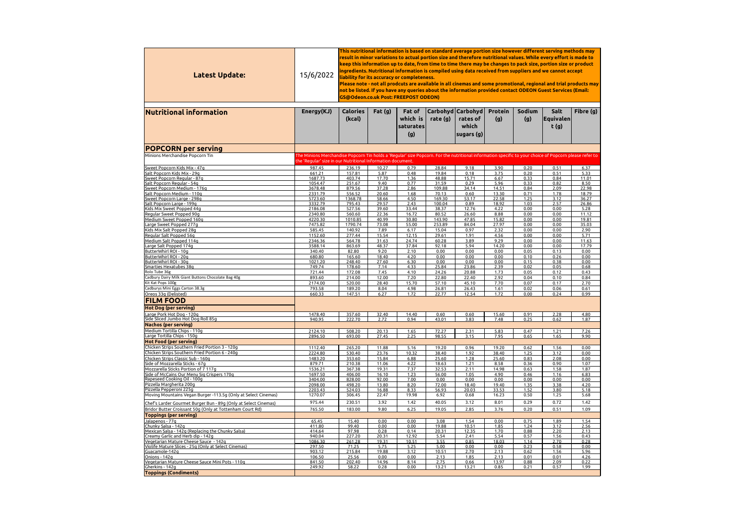| Latest Update: | 15/6/2022 | This nutritional information is based on standard average portion size however different serving methods may result in minor variations to actual portion size and therefore nutritional values. While every effort is made to keep this information up to date, from time to time there may be changes to pack size, portion size or product ingredients. Nutritional information is compiled using data received from suppliers and we cannot accept liability for its accuracy or completeness. Please note - not all prodcuts are available in all cinemas and some promotional, regional and trial products may not be listed. If you have any queries about the information provided contact ODEON Guest Services (Email: GS@Odeon.co.uk Post: FREEPOST ODEON) | | | | | | | | |
|---|---|---|---|---|---|---|---|---|---|---|

| Nutritional information | Energy(KJ) | Calories (kcal) | Fat (g) | Fat of which is saturates (g) | Carbohydrate (g) | Carbohydrates of which sugars (g) | Protein (g) | Sodium (g) | Salt Equivalent (g) | Fibre (g) |
|---|---|---|---|---|---|---|---|---|---|---|
| **POPCORN per serving** | | | | | | | | | | |
| Minions Merchandise Popcorn Tin | The Minions Merchandise Popcorn Tin holds a 'Regular' size Popcorn. For the nutritional information specific to your choice of Popcorn please refer to the 'Regular' size in our Nutritional Information document. | | | | | | | | | |
| Sweet Popcorn Kids Mix - 47g | 987.45 | 236.19 | 10.27 | 0.79 | 28.84 | 9.18 | 3.90 | 0.20 | 0.51 | 6.37 |
| Salt Popcorn Kids Mix - 29g | 661.21 | 157.81 | 5.87 | 0.48 | 19.84 | 0.18 | 3.75 | 0.20 | 0.51 | 5.33 |
| Sweet Popcorn Regular - 87g | 1687.73 | 403.74 | 17.70 | 1.36 | 48.88 | 15.71 | 6.67 | 0.33 | 0.84 | 11.01 |
| Salt Popcorn Regular - 54g | 1054.47 | 251.67 | 9.40 | 0.77 | 31.59 | 0.29 | 5.96 | 0.33 | 0.82 | 8.50 |
| Sweet Popcorn Medium - 176g | 3678.48 | 879.56 | 37.28 | 2.86 | 109.88 | 34.14 | 14.51 | 0.84 | 2.09 | 22.98 |
| Salt Popcorn Medium - 110g | 2331.79 | 556.52 | 20.60 | 1.68 | 70.13 | 0.60 | 13.30 | 0.71 | 1.78 | 18.79 |
| Sweet Popcorn Large - 298g | 5723.60 | 1368.78 | 58.66 | 4.50 | 169.30 | 53.17 | 22.58 | 1.25 | 3.12 | 36.27 |
| Salt Popcorn Large - 199g | 3332.79 | 795.43 | 29.57 | 2.43 | 100.04 | 0.89 | 18.92 | 1.03 | 2.57 | 26.86 |
| Kids Mix Sweet Popped 44g | 2186.08 | 527.56 | 39.60 | 33.44 | 38.37 | 12.76 | 4.22 | 0.00 | 0.00 | 5.28 |
| Regular Sweet Popped 90g | 2340.80 | 560.60 | 22.36 | 16.72 | 80.52 | 26.60 | 8.88 | 0.00 | 0.00 | 11.12 |
| Medium Sweet Popped 160g | 4220.30 | 1010.85 | 40.99 | 30.80 | 143.90 | 47.85 | 15.82 | 0.00 | 0.00 | 19.81 |
| Large Sweet Popped 277g | 7475.82 | 1790.74 | 73.08 | 55.00 | 253.89 | 84.04 | 27.97 | 0.00 | 0.00 | 35.03 |
| Kids Mix Salt Popped 28g | 585.45 | 140.92 | 7.89 | 6.17 | 15.04 | 0.97 | 2.32 | 0.00 | 0.00 | 2.90 |
| Regular Salt Popped 56g | 1152.60 | 277.44 | 15.54 | 12.15 | 29.61 | 1.91 | 4.56 | 0.00 | 0.00 | 5.71 |
| Medium Salt Popped 114g | 2346.36 | 564.78 | 31.63 | 24.74 | 60.28 | 3.89 | 9.29 | 0.00 | 0.00 | 11.63 |
| Large Salt Popped 174g | 3588.14 | 863.69 | 48.37 | 37.84 | 92.18 | 5.94 | 14.20 | 0.00 | 0.00 | 17.79 |
| ButterWhirl ROI - 10g | 340.40 | 82.80 | 9.20 | 2.10 | 0.00 | 0.00 | 0.00 | 0.05 | 0.13 | 0.00 |
| ButterWhirl ROI - 20g | 680.80 | 165.60 | 18.40 | 4.20 | 0.00 | 0.00 | 0.00 | 0.10 | 0.26 | 0.00 |
| ButterWhirl ROI - 30g | 1021.20 | 248.40 | 27.60 | 6.30 | 0.00 | 0.00 | 0.00 | 0.15 | 0.38 | 0.00 |
| Smarties Hexatubes 38g | 749.74 | 178.60 | 7.14 | 4.33 | 25.84 | 23.86 | 2.39 | 0.02 | 0.05 | 0.68 |
| Rolo Tube 36g | 721.44 | 172.08 | 7.45 | 4.10 | 24.26 | 20.88 | 1.73 | 0.05 | 0.12 | 0.43 |
| Cadbury Dairy Milk Giant Buttons Chocolate Bag 40g | 893.60 | 214.00 | 12.00 | 7.20 | 22.80 | 22.40 | 2.92 | 0.04 | 0.10 | 0.84 |
| Kit Kat Pops 100g | 2174.00 | 520.00 | 28.40 | 15.70 | 57.10 | 45.10 | 7.70 | 0.07 | 0.17 | 2.70 |
| Cadburys Mini Eggs Carton 38.3g | 793.58 | 189.20 | 8.04 | 4.98 | 26.81 | 26.43 | 1.61 | 0.02 | 0.06 | 0.61 |
| Oreos 33g (Delisted) | 660.33 | 147.51 | 6.27 | 1.72 | 22.77 | 12.54 | 1.72 | 0.00 | 0.24 | 0.99 |
| **FILM FOOD** | | | | | | | | | | |
| **Hot Dog (per serving)** | | | | | | | | | | |
| Large Pork Hot Dog - 120g | 1478.40 | 357.60 | 32.40 | 14.40 | 0.60 | 0.60 | 15.60 | 0.91 | 2.28 | 4.80 |
| Side Sliced Jumbo Hot Dog Roll 85g | 940.95 | 222.70 | 2.72 | 0.94 | 43.01 | 3.83 | 7.48 | 0.25 | 0.62 | 1.87 |
| **Nachos (per serving)** | | | | | | | | | | |
| Medium Tortilla Chips - 110g | 2124.10 | 508.20 | 20.13 | 1.65 | 72.27 | 2.31 | 5.83 | 0.47 | 1.21 | 7.26 |
| Large Tortilla Chips - 150g | 2896.50 | 693.00 | 27.45 | 2.25 | 98.55 | 3.15 | 7.95 | 0.65 | 1.65 | 9.90 |
| **Hot Food (per serving)** | | | | | | | | | | |
| Chicken Strips Southern Fried Portion 3 - 120g | 1112.40 | 265.20 | 11.88 | 5.16 | 19.20 | 0.96 | 19.20 | 0.62 | 1.56 | 0.00 |
| Chicken Strips Southern Fried Portion 6 - 240g | 2224.80 | 530.40 | 23.76 | 10.32 | 38.40 | 1.92 | 38.40 | 1.25 | 3.12 | 0.00 |
| Chicken Strips Classic Sub - 160g | 1483.20 | 353.60 | 15.84 | 6.88 | 25.60 | 1.28 | 25.60 | 0.83 | 2.08 | 0.00 |
| Side of Mozzarella Sticks - 67g | 879.71 | 210.38 | 11.06 | 4.22 | 18.63 | 1.21 | 8.58 | 0.36 | 0.90 | 1.07 |
| Mozzarella Sticks Portion of 7 117g | 1536.21 | 367.38 | 19.31 | 7.37 | 32.53 | 2.11 | 14.98 | 0.63 | 1.58 | 1.87 |
| Side of McCains Our Menu Sig Crispers 170g | 1697.50 | 406.00 | 16.10 | 1.23 | 56.00 | 1.05 | 4.90 | 0.46 | 1.16 | 6.83 |
| Rapeseed Cooking Oil - 100g | 3404.00 | 828.00 | 92.00 | 7.00 | 0.00 | 0.00 | 0.00 | 0.00 | 0.00 | 0.00 |
| Pizzella Margherita 200g | 2098.00 | 498.20 | 13.80 | 8.20 | 72.00 | 18.40 | 19.40 | 1.35 | 3.38 | 4.20 |
| Pizzella Pepperoni 225g | 2203.43 | 524.03 | 16.88 | 8.33 | 56.93 | 20.03 | 33.53 | 1.52 | 3.80 | 5.18 |
| Moving Mountains Vegan Burger -113.5g (Only at Select Cinemas) | 1270.07 | 306.45 | 22.47 | 19.98 | 6.92 | 0.68 | 16.23 | 0.50 | 1.25 | 5.68 |
| Chef's Larder Gourmet Burger Bun - 89g (Only at Select Cinemas) | 975.44 | 230.51 | 3.92 | 1.42 | 40.05 | 3.12 | 8.01 | 0.29 | 0.72 | 1.42 |
| Bridor Butter Croissant 50g (Only at Tottenham Court Rd) | 765.50 | 183.00 | 9.80 | 6.25 | 19.05 | 2.85 | 3.76 | 0.20 | 0.51 | 1.09 |
| **Toppings (per serving)** | | | | | | | | | | |
| Jalapenos - 77g | 65.45 | 15.40 | 0.00 | 0.00 | 3.08 | 1.54 | 0.00 | 0.75 | 1.89 | 1.54 |
| Chunky Salsa - 142g | 411.80 | 99.40 | 0.00 | 0.00 | 19.88 | 10.51 | 1.85 | 1.24 | 3.12 | 2.56 |
| Mexican Salsa - 142g (Replacing the Chunky Salsa) | 414.64 | 97.98 | 0.28 | 0.14 | 20.31 | 12.35 | 1.70 | 0.88 | 2.20 | 2.13 |
| Creamy Garlic and Herb dip - 142g | 940.04 | 227.20 | 20.31 | 12.92 | 5.54 | 2.41 | 5.54 | 0.57 | 1.56 | 0.43 |
| Vegetarian Mature Cheese Sauce - 142g | 1086.30 | 261.28 | 19.31 | 10.51 | 3.55 | 0.85 | 18.03 | 1.14 | 2.70 | 0.28 |
| Violife Mature Slices - 25g (Only at Select Cinemas) | 297.50 | 71.25 | 5.75 | 5.25 | 5.00 | 0.00 | 0.00 | 0.23 | 0.58 | 0.00 |
| Guacamole-142g | 903.12 | 215.84 | 19.88 | 3.12 | 10.51 | 2.70 | 2.13 | 0.62 | 1.56 | 5.96 |
| Onions - 142g | 106.50 | 25.56 | 0.00 | 0.00 | 2.13 | 1.85 | 2.13 | 0.01 | 0.01 | 4.26 |
| Vegetarian Mature Cheese Sauce Mini Pots - 110g | 841.50 | 202.40 | 14.96 | 8.14 | 2.75 | 0.66 | 13.97 | 0.88 | 2.09 | 0.22 |
| Gherkins - 142g | 249.92 | 58.22 | 0.28 | 0.00 | 13.21 | 13.21 | 0.85 | 0.21 | 0.57 | 1.99 |
| **Toppings (Condiments)** | | | | | | | | | | |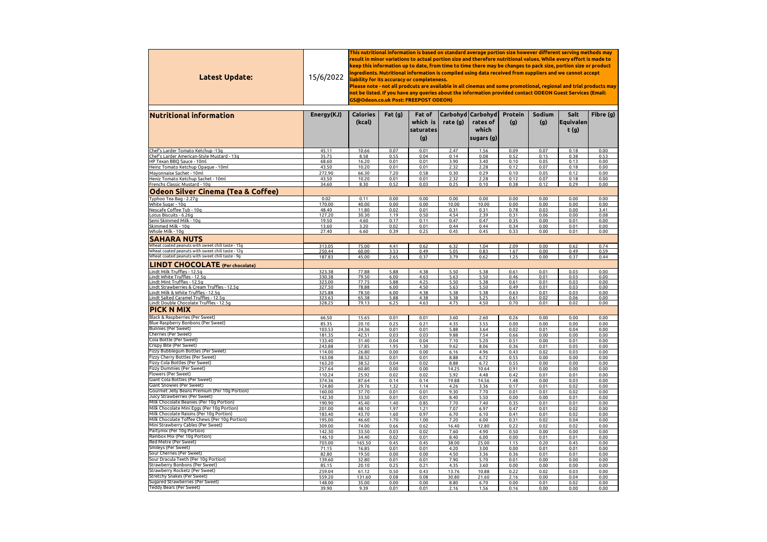| **Latest Update:** | 15/6/2022 | This nutritional information is based on standard average portion size however different serving methods may result in minor variations to actual portion size and therefore nutritional values. While every effort is made to keep this information up to date, from time to time there may be changes to pack size, portion size or product ingredients. Nutritional information is compiled using data received from suppliers and we cannot accept liability for its accuracy or completeness. Please note - not all prodcuts are available in all cinemas and some promotional, regional and trial products may not be listed. If you have any queries about the information provided contact ODEON Guest Services (Email: GS@Odeon.co.uk Post: FREEPOST ODEON) |
|---|---|---|

| **Nutritional information** | Energy(KJ) | Calories (kcal) | Fat (g) | Fat of which is saturates (g) | Carbohyd rate (g) | Carbohyd rates of which sugars (g) | Protein (g) | Sodium (g) | Salt Equivalent (g) | Fibre (g) |
|---|---|---|---|---|---|---|---|---|---|---|
| Chef's Larder Tomato Ketchup -13g | 45.11 | 10.66 | 0.07 | 0.01 | 2.47 | 1.56 | 0.09 | 0.07 | 0.18 | 0.00 |
| Chef's Larder American-Style Mustard - 13g | 35.75 | 8.58 | 0.55 | 0.04 | 0.14 | 0.08 | 0.52 | 0.15 | 0.38 | 0.53 |
| HP Texan BBQ Sauce - 10ml | 68.60 | 16.20 | 0.01 | 0.01 | 3.90 | 3.40 | 0.10 | 0.05 | 0.13 | 0.00 |
| Heinz Tomato Ketchup Opaque - 10ml | 43.50 | 10.20 | 0.01 | 0.01 | 2.32 | 2.28 | 0.12 | 0.07 | 0.18 | 0.00 |
| Mayonnaise Sachet - 10ml | 272.90 | 66.30 | 7.20 | 0.58 | 0.30 | 0.29 | 0.10 | 0.05 | 0.12 | 0.00 |
| Heniz Tomato Ketchup Sachet - 10ml | 43.50 | 10.20 | 0.01 | 0.01 | 2.32 | 2.28 | 0.12 | 0.07 | 0.18 | 0.00 |
| Frenchs Classic Mustard - 10g | 34.60 | 8.30 | 0.52 | 0.03 | 0.25 | 0.10 | 0.38 | 0.12 | 0.29 | 0.00 |
| **Odeon Silver Cinema (Tea & Coffee)** | | | | | | | | | | |
| Typhoo Tea Bag - 2.27g | 0.02 | 0.11 | 0.00 | 0.00 | 0.00 | 0.00 | 0.00 | 0.00 | 0.00 | 0.00 |
| White Sugar - 10g | 170.00 | 40.00 | 0.00 | 0.00 | 10.00 | 10.00 | 0.00 | 0.00 | 0.00 | 0.00 |
| Nescafe Coffee Tub - 10g | 48.40 | 11.80 | 0.02 | 0.01 | 0.31 | 0.31 | 0.78 | 0.03 | 0.00 | 3.41 |
| Lotus Biscuits - 6.26g | 127.20 | 30.30 | 1.19 | 0.50 | 4.54 | 2.39 | 0.31 | 0.06 | 0.00 | 0.08 |
| Semi Skimmed Milk - 10g | 19.50 | 4.60 | 0.17 | 0.11 | 0.47 | 0.47 | 0.35 | 0.00 | 0.01 | 0.00 |
| Skimmed Milk - 10g | 13.60 | 3.20 | 0.02 | 0.01 | 0.44 | 0.44 | 0.34 | 0.00 | 0.01 | 0.00 |
| Whole Milk - 10g | 27.40 | 6.60 | 0.39 | 0.25 | 0.45 | 0.45 | 0.33 | 0.00 | 0.01 | 0.00 |
| **SAHARA NUTS** | | | | | | | | | | |
| Wheat coated peanuts with sweet chili taste - 15g | 313.05 | 75.00 | 4.41 | 0.62 | 6.32 | 1.04 | 2.09 | 0.00 | 0.62 | 0.74 |
| Wheat coated peanuts with sweet chili taste - 12g | 250.44 | 60.00 | 3.53 | 0.49 | 5.05 | 0.83 | 1.67 | 0.00 | 0.49 | 0.59 |
| Wheat coated peanuts with sweet chili taste - 9g | 187.83 | 45.00 | 2.65 | 0.37 | 3.79 | 0.62 | 1.25 | 0.00 | 0.37 | 0.44 |
| **LINDT CHOCOLATE (Per chocolate)** | | | | | | | | | | |
| Lindt Milk Truffles - 12.5g | 323.38 | 77.88 | 5.88 | 4.38 | 5.50 | 5.38 | 0.61 | 0.01 | 0.03 | 0.00 |
| Lindt White Truffles - 12.5g | 330.38 | 79.50 | 6.00 | 4.63 | 5.63 | 5.50 | 0.46 | 0.01 | 0.03 | 0.00 |
| Lindt Mint Truffles - 12.5g | 323.00 | 77.75 | 5.88 | 4.25 | 5.50 | 5.38 | 0.61 | 0.01 | 0.03 | 0.00 |
| Lindt Strawberries & Cream Truffles - 12.5g | 327.50 | 78.88 | 6.00 | 4.50 | 5.63 | 5.50 | 0.49 | 0.01 | 0.03 | 0.00 |
| Lindt Milk & White Truffles - 12.5g | 325.88 | 78.50 | 6.00 | 4.38 | 5.38 | 5.38 | 0.63 | 0.01 | 0.03 | 0.00 |
| Lindt Salted Caramel Truffles - 12.5g | 323.63 | 65.38 | 5.88 | 4.38 | 5.38 | 5.25 | 0.61 | 0.02 | 0.06 | 0.00 |
| Lindt Double Chocolate Truffles - 12.5g | 328.25 | 79.13 | 6.25 | 4.63 | 4.75 | 4.50 | 0.70 | 0.01 | 0.02 | 0.00 |
| **PICK N MIX** | | | | | | | | | | |
| Black & Raspberries (Per Sweet) | 66.50 | 15.65 | 0.01 | 0.01 | 3.60 | 2.60 | 0.26 | 0.00 | 0.00 | 0.00 |
| Blue Raspberry Bonbons (Per Sweet) | 85.35 | 20.10 | 0.25 | 0.21 | 4.35 | 3.55 | 0.00 | 0.00 | 0.00 | 0.00 |
| Bunnies (Per Sweet) | 103.53 | 24.36 | 0.01 | 0.01 | 5.88 | 3.64 | 0.02 | 0.01 | 0.04 | 0.00 |
| Cherries (Per Sweet) | 181.35 | 42.51 | 0.03 | 0.03 | 9.88 | 7.54 | 0.66 | 0.00 | 0.00 | 0.00 |
| Cola Bottle (Per Sweet) | 133.40 | 31.40 | 0.04 | 0.04 | 7.10 | 5.20 | 0.51 | 0.00 | 0.01 | 0.00 |
| Crispy Bite (Per Sweet) | 243.88 | 57.85 | 1.95 | 1.30 | 9.62 | 8.06 | 0.36 | 0.01 | 0.05 | 0.00 |
| Fizzy Bubblegum Bottles (Per Sweet) | 114.00 | 26.80 | 0.00 | 0.00 | 6.16 | 4.96 | 0.43 | 0.02 | 0.03 | 0.00 |
| Fizzy Cherry Bottles (Per Sweet) | 163.08 | 38.52 | 0.01 | 0.01 | 8.88 | 6.72 | 0.55 | 0.00 | 0.00 | 0.00 |
| Fizzy Cola Bottles (Per Sweet) | 163.20 | 38.52 | 0.04 | 0.02 | 8.88 | 6.72 | 0.55 | 0.00 | 0.00 | 0.00 |
| Fizzy Dummies (Per Sweet) | 257.64 | 60.80 | 0.00 | 0.00 | 14.25 | 10.64 | 0.91 | 0.00 | 0.00 | 0.00 |
| Flowers (Per Sweet) | 110.24 | 25.92 | 0.02 | 0.02 | 5.92 | 4.48 | 0.42 | 0.01 | 0.01 | 0.00 |
| Giant Cola Bottles (Per Sweet) | 374.36 | 87.64 | 0.14 | 0.14 | 19.88 | 14.56 | 1.48 | 0.00 | 0.03 | 0.00 |
| Giant Snowies (Per Sweet) | 124.80 | 29.76 | 1.32 | 1.14 | 4.26 | 3.36 | 0.17 | 0.01 | 0.02 | 0.00 |
| Gourmet Jelly Beans Premium (Per 10g Portion) | 160.00 | 37.70 | 0.01 | 0.01 | 9.30 | 7.70 | 0.01 | 0.01 | 0.02 | 0.00 |
| Juicy Strawberries (Per Sweet) | 142.30 | 33.50 | 0.01 | 0.01 | 8.40 | 5.50 | 0.00 | 0.00 | 0.01 | 0.00 |
| Milk Chocolate Beanies (Per 10g Portion) | 190.90 | 45.40 | 1.40 | 0.85 | 7.70 | 7.40 | 0.35 | 0.01 | 0.01 | 0.00 |
| Milk Chocolate Mini Eggs (Per 10g Portion) | 201.00 | 48.10 | 1.97 | 1.21 | 7.07 | 6.97 | 0.47 | 0.01 | 0.02 | 0.00 |
| Milk Chocolate Raisins (Per 10g Portion) | 183.40 | 43.70 | 1.60 | 0.97 | 6.70 | 6.10 | 0.41 | 0.01 | 0.02 | 0.00 |
| Milk Chocolate Toffee Chews (Per 10g Portion) | 195.00 | 46.60 | 1.70 | 1.00 | 7.20 | 6.00 | 0.31 | 0.02 | 0.04 | 0.00 |
| Mini Strawberry Cables (Per Sweet) | 309.00 | 74.00 | 0.66 | 0.62 | 16.40 | 12.80 | 0.22 | 0.02 | 0.02 | 0.00 |
| Partymix (Per 10g Portion) | 142.30 | 33.50 | 0.03 | 0.02 | 7.60 | 4.90 | 0.50 | 0.00 | 0.00 | 0.00 |
| Rainbox Mix (Per 10g Portion) | 146.10 | 34.40 | 0.02 | 0.01 | 8.40 | 6.00 | 0.00 | 0.01 | 0.01 | 0.00 |
| Red Metre (Per Sweet) | 703.00 | 165.50 | 0.45 | 0.45 | 38.00 | 25.00 | 1.15 | 0.20 | 0.45 | 0.00 |
| Smileys (Per Sweet) | 71.15 | 16.85 | 0.01 | 0.01 | 4.20 | 3.00 | 0.00 | 0.01 | 0.01 | 0.00 |
| Sour Cherries (Per Sweet) | 82.80 | 19.50 | 0.00 | 0.00 | 4.50 | 3.36 | 0.36 | 0.01 | 0.01 | 0.00 |
| Sour Dracula Teeth (Per 10g Portion) | 139.60 | 32.80 | 0.01 | 0.01 | 7.90 | 5.70 | 0.01 | 0.00 | 0.00 | 0.00 |
| Strawberry Bonbons (Per Sweet) | 85.15 | 20.10 | 0.25 | 0.21 | 4.35 | 3.60 | 0.00 | 0.00 | 0.00 | 0.00 |
| Strawberry Rocketz (Per Sweet) | 259.04 | 61.12 | 0.50 | 0.43 | 13.76 | 10.88 | 0.22 | 0.02 | 0.03 | 0.00 |
| Stretchy Snakes (Per Sweet) | 559.20 | 131.60 | 0.08 | 0.08 | 30.80 | 21.60 | 2.16 | 0.00 | 0.04 | 0.00 |
| Sugared Strawberries (Per Sweet) | 148.00 | 35.00 | 0.00 | 0.00 | 8.80 | 6.70 | 0.00 | 0.01 | 0.02 | 0.00 |
| Teddy Bears (Per Sweet) | 39.90 | 9.39 | 0.01 | 0.01 | 2.16 | 1.56 | 0.16 | 0.00 | 0.00 | 0.00 |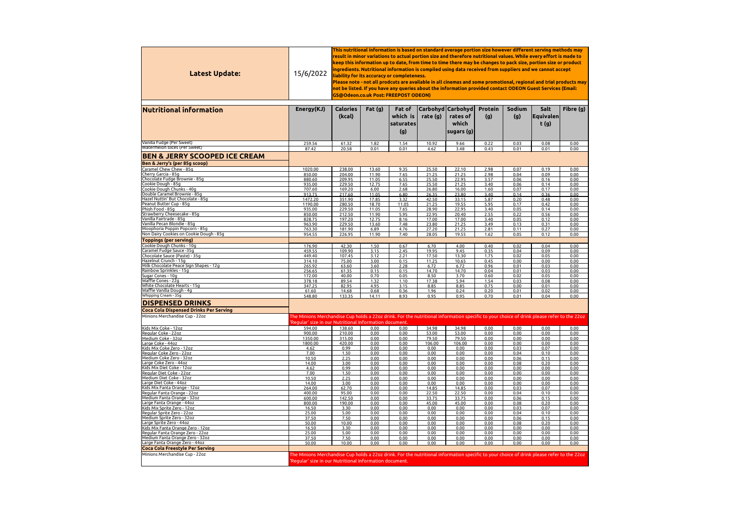| Latest Update: | 15/6/2022 | This nutritional information is based on standard average portion size however different serving methods may result in minor variations to actual portion size and therefore nutritional values. While every effort is made to keep this information up to date, from time to time there may be changes to pack size, portion size or product ingredients. Nutritional information is compiled using data received from suppliers and we cannot accept liability for its accuracy or completeness. Please note - not all prodcuts are available in all cinemas and some promotional, regional and trial products may not be listed. If you have any queries about the information provided contact ODEON Guest Services (Email: GS@Odeon.co.uk Post: FREEPOST ODEON) | | | | | | | | |
|---|---|---|---|---|---|---|---|---|---|---|

| Nutritional information | Energy(KJ) | Calories (kcal) | Fat (g) | Fat of which is saturates (g) | Carbohydrate (g) | Carbohydrates of which sugars (g) | Protein (g) | Sodium (g) | Salt Equivalent (g) | Fibre (g) |
|---|---|---|---|---|---|---|---|---|---|---|
| Vanilla Fudge (Per Sweet) | 259.56 | 61.32 | 1.82 | 1.54 | 10.92 | 9.66 | 0.22 | 0.03 | 0.08 | 0.00 |
| Watermelon Slices (Per Sweet) | 87.42 | 20.58 | 0.01 | 0.01 | 4.62 | 3.48 | 0.43 | 0.01 | 0.01 | 0.00 |
| **BEN & JERRY SCOOPED ICE CREAM** | | | | | | | | | | |
| **Ben & Jerry's (per 85g scoop)** | | | | | | | | | | |
| Caramel Chew Chew - 85g | 1020.00 | 238.00 | 13.60 | 9.35 | 25.50 | 22.10 | 2.98 | 0.07 | 0.19 | 0.00 |
| Cherry Garcia - 85g | 850.00 | 204.00 | 11.90 | 7.65 | 21.25 | 21.25 | 2.98 | 0.04 | 0.09 | 0.00 |
| Chocolate Fudge Brownie - 85g | 880.60 | 209.95 | 11.05 | 6.55 | 25.50 | 22.95 | 3.57 | 0.06 | 0.16 | 0.00 |
| Cookie Dough - 85g | 935.00 | 229.50 | 12.75 | 7.65 | 25.50 | 21.25 | 3.40 | 0.06 | 0.14 | 0.00 |
| Cookie Dough Chunks - 40g | 707.60 | 169.20 | 6.00 | 2.68 | 26.80 | 16.00 | 1.60 | 0.07 | 0.17 | 0.00 |
| Double Caramel Brownie - 85g | 913.75 | 217.60 | 11.05 | 6.80 | 26.35 | 23.80 | 3.40 | 0.14 | 0.36 | 0.00 |
| Hazel Nuttin' But Chocolate - 85g | 1472.20 | 351.90 | 17.85 | 3.32 | 42.50 | 33.15 | 5.87 | 0.20 | 0.48 | 0.00 |
| Peanut Butter Cup - 85g | 1190.00 | 280.50 | 18.70 | 11.05 | 21.25 | 19.55 | 5.95 | 0.17 | 0.42 | 0.00 |
| Phish Food - 85g | 935.00 | 229.50 | 11.05 | 7.65 | 28.90 | 22.95 | 3.40 | 0.05 | 0.14 | 0.00 |
| Strawberry Cheesecake - 85g | 850.00 | 212.50 | 11.90 | 5.95 | 22.95 | 20.40 | 2.55 | 0.22 | 0.56 | 0.00 |
| Vanilla Fairtrade - 85g | 828.75 | 197.20 | 12.75 | 8.16 | 17.00 | 17.00 | 3.40 | 0.05 | 0.12 | 0.00 |
| Vanilla Pecan Blondie - 85g | 963.90 | 229.50 | 13.60 | 7.48 | 23.80 | 21.25 | 3.49 | 0.13 | 0.31 | 0.00 |
| Moophoria Poppin Popcorn - 85g | 763.30 | 181.90 | 6.89 | 4.76 | 27.20 | 21.25 | 2.81 | 0.11 | 0.27 | 0.00 |
| Non Dairy Cookies on Cookie Dough - 85g | 954.55 | 226.95 | 11.90 | 7.40 | 28.05 | 19.55 | 1.62 | 0.05 | 0.12 | 0.00 |
| **Toppings (per serving)** | | | | | | | | | | |
| Cookie Dough Chunks - 10g | 176.90 | 42.30 | 1.50 | 0.67 | 6.70 | 4.00 | 0.40 | 0.02 | 0.04 | 0.00 |
| Caramel Fudge Sauce -35g | 459.55 | 109.90 | 3.15 | 2.45 | 19.95 | 9.45 | 0.35 | 0.04 | 0.09 | 0.00 |
| Chocolate Sauce (Paste) - 35g | 449.40 | 107.45 | 3.12 | 2.21 | 17.50 | 13.30 | 1.75 | 0.02 | 0.05 | 0.00 |
| Hazelnut Crunch - 15g | 314.10 | 75.00 | 3.00 | 0.15 | 11.25 | 10.65 | 0.45 | 0.00 | 0.00 | 0.00 |
| Milk Chocolate Peace Sign Shapes - 12g | 265.92 | 63.60 | 3.60 | 2.28 | 6.72 | 6.72 | 0.96 | 0.01 | 0.03 | 0.00 |
| Rainbow Sprinkles - 15g | 256.65 | 61.35 | 0.15 | 0.15 | 14.70 | 14.70 | 0.04 | 0.01 | 0.03 | 0.00 |
| Sugar Cones - 10g | 172.00 | 40.00 | 0.70 | 0.05 | 8.50 | 3.70 | 0.60 | 0.02 | 0.05 | 0.00 |
| Waffle Cones - 22g | 378.18 | 89.54 | 1.32 | 1.10 | 17.38 | 5.94 | 1.54 | 0.03 | 0.08 | 0.00 |
| White Chocolate Hearts - 15g | 347.25 | 82.95 | 4.95 | 3.15 | 8.85 | 8.85 | 0.75 | 0.00 | 0.01 | 0.00 |
| Waffle Vanilla Dough - 4g | 61.60 | 14.68 | 0.68 | 0.36 | 1.96 | 0.24 | 0.20 | 0.01 | 0.02 | 0.00 |
| Whipping Cream - 35g | 548.80 | 133.35 | 14.11 | 8.93 | 0.95 | 0.95 | 0.70 | 0.01 | 0.04 | 0.00 |
| **DISPENSED DRINKS** | | | | | | | | | | |
| **Coca Cola Dispensed Drinks Per Serving** | | | | | | | | | | |
| Minions Merchandise Cup - 22oz | The Minions Merchandise Cup holds a 22oz drink. For the nutritional information specific to your choice of drink please refer to the 22oz 'Regular' size in our Nutritional Information document. | | | | | | | | | |
| Kids Mix Coke - 12oz | 594.00 | 138.60 | 0.00 | 0.00 | 34.98 | 34.98 | 0.00 | 0.00 | 0.00 | 0.00 |
| Regular Coke - 22oz | 900.00 | 210.00 | 0.00 | 0.00 | 53.00 | 53.00 | 0.00 | 0.00 | 0.00 | 0.00 |
| Medium Coke - 32oz | 1350.00 | 315.00 | 0.00 | 0.00 | 79.50 | 79.50 | 0.00 | 0.00 | 0.00 | 0.00 |
| Large Coke - 44oz | 1800.00 | 420.00 | 0.00 | 0.00 | 106.00 | 106.00 | 0.00 | 0.00 | 0.00 | 0.00 |
| Kids Mix Coke Zero - 12oz | 4.62 | 0.99 | 0.00 | 0.00 | 0.00 | 0.00 | 0.00 | 0.03 | 0.07 | 0.00 |
| Regular Coke Zero - 22oz | 7.00 | 1.50 | 0.00 | 0.00 | 0.00 | 0.00 | 0.00 | 0.04 | 0.10 | 0.00 |
| Medium Coke Zero - 32oz | 10.50 | 2.25 | 0.00 | 0.00 | 0.00 | 0.00 | 0.00 | 0.06 | 0.15 | 0.00 |
| Large Coke Zero - 44oz | 14.00 | 3.00 | 0.00 | 0.00 | 0.00 | 0.00 | 0.00 | 0.08 | 0.20 | 0.00 |
| Kids Mix Diet Coke - 12oz | 4.62 | 0.99 | 0.00 | 0.00 | 0.00 | 0.00 | 0.00 | 0.00 | 0.00 | 0.00 |
| Regular Diet Coke - 22oz | 7.00 | 1.50 | 0.00 | 0.00 | 0.00 | 0.00 | 0.00 | 0.00 | 0.00 | 0.00 |
| Medium Diet Coke - 32oz | 10.50 | 2.25 | 0.00 | 0.00 | 0.00 | 0.00 | 0.00 | 0.00 | 0.00 | 0.00 |
| Large Diet Coke - 44oz | 14.00 | 3.00 | 0.00 | 0.00 | 0.00 | 0.00 | 0.00 | 0.00 | 0.00 | 0.00 |
| Kids Mix Fanta Orange - 12oz | 264.00 | 62.70 | 0.00 | 0.00 | 14.85 | 14.85 | 0.00 | 0.03 | 0.07 | 0.00 |
| Regular Fanta Orange - 22oz | 400.00 | 95.00 | 0.00 | 0.00 | 22.50 | 22.50 | 0.00 | 0.04 | 0.10 | 0.00 |
| Medium Fanta Orange - 32oz | 600.00 | 142.50 | 0.00 | 0.00 | 33.75 | 33.75 | 0.00 | 0.06 | 0.15 | 0.00 |
| Large Fanta Orange - 44oz | 800.00 | 190.00 | 0.00 | 0.00 | 45.00 | 45.00 | 0.00 | 0.08 | 0.20 | 0.00 |
| Kids Mix Sprite Zero - 12oz | 16.50 | 3.30 | 0.00 | 0.00 | 0.00 | 0.00 | 0.00 | 0.03 | 0.07 | 0.00 |
| Regular Sprite Zero - 22oz | 25.00 | 5.00 | 0.00 | 0.00 | 0.00 | 0.00 | 0.00 | 0.04 | 0.10 | 0.00 |
| Medium Sprite Zero - 32oz | 37.50 | 7.50 | 0.00 | 0.00 | 0.00 | 0.00 | 0.00 | 0.06 | 0.15 | 0.00 |
| Large Sprite Zero - 44oz | 50.00 | 10.00 | 0.00 | 0.00 | 0.00 | 0.00 | 0.00 | 0.08 | 0.20 | 0.00 |
| Kids Mix Fanta Orange Zero - 12oz | 16.50 | 3.30 | 0.00 | 0.00 | 0.00 | 0.00 | 0.00 | 0.00 | 0.00 | 0.00 |
| Regular Fanta Orange Zero - 22oz | 25.00 | 5.00 | 0.00 | 0.00 | 0.00 | 0.00 | 0.00 | 0.00 | 0.00 | 0.00 |
| Medium Fanta Orange Zero - 32oz | 37.50 | 7.50 | 0.00 | 0.00 | 0.00 | 0.00 | 0.00 | 0.00 | 0.00 | 0.00 |
| Large Fanta Orange Zero - 44oz | 50.00 | 10.00 | 0.00 | 0.00 | 0.00 | 0.00 | 0.00 | 0.00 | 0.00 | 0.00 |
| **Coca Cola Freestyle Per Serving** | | | | | | | | | | |
| Minions Merchandise Cup - 22oz | The Minions Merchandise Cup holds a 22oz drink. For the nutritional information specific to your choice of drink please refer to the 22oz 'Regular' size in our Nutritional Information document. | | | | | | | | | |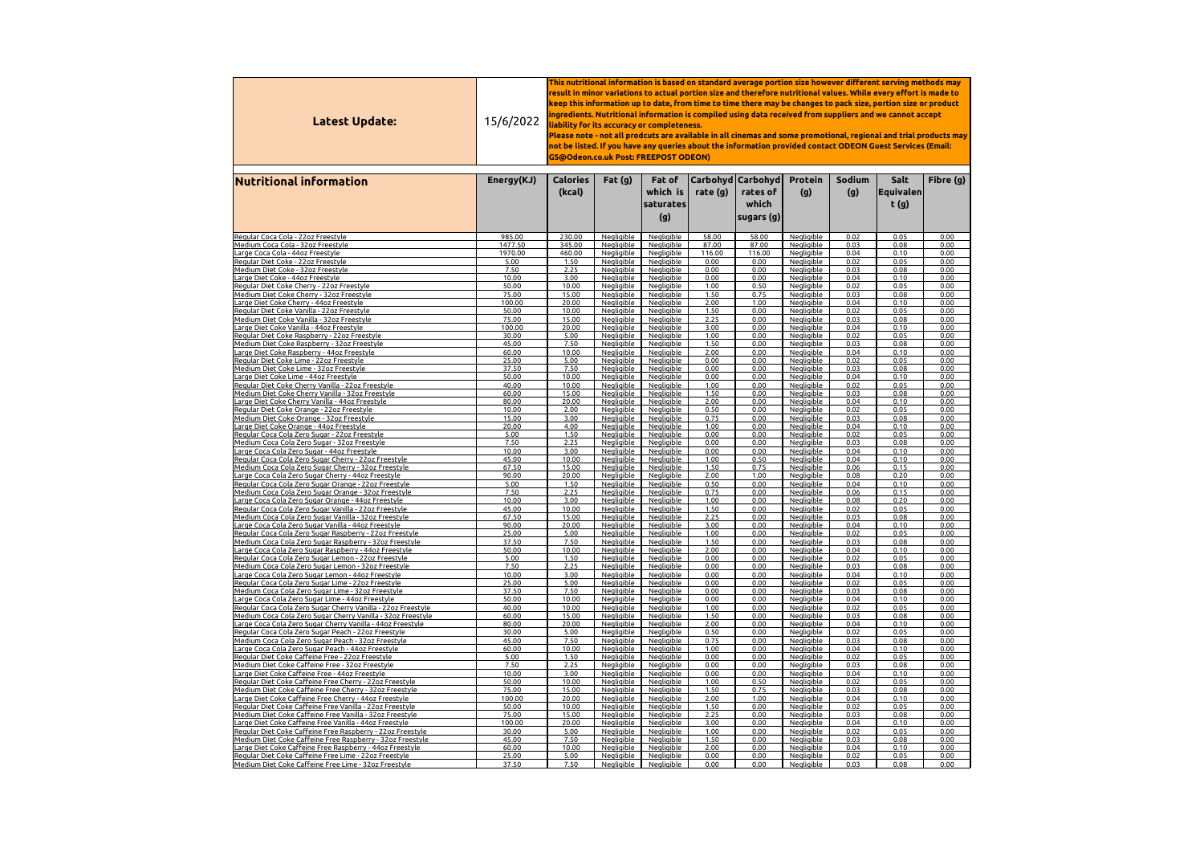| Latest Update: | 15/6/2022 | This nutritional information is based on standard average portion size however different serving methods may result in minor variations to actual portion size and therefore nutritional values. While every effort is made to keep this information up to date, from time to time there may be changes to pack size, portion size or product ingredients. Nutritional information is compiled using data received from suppliers and we cannot accept liability for its accuracy or completeness. Please note - not all prodcuts are available in all cinemas and some promotional, regional and trial products may not be listed. If you have any queries about the information provided contact ODEON Guest Services (Email: GS@Odeon.co.uk Post: FREEPOST ODEON) |
|---|---|---|

| Nutritional information | Energy(KJ) | Calories (kcal) | Fat (g) | Fat of which is saturates (g) | Carbohydrate (g) | Carbohydrates of which sugars (g) | Protein (g) | Sodium (g) | Salt Equivalent (g) | Fibre (g) |
|---|---|---|---|---|---|---|---|---|---|---|
| Regular Coca Cola - 22oz Freestyle | 985.00 | 230.00 | Negligible | Negligible | 58.00 | 58.00 | Negligible | 0.02 | 0.05 | 0.00 |
| Medium Coca Cola - 32oz Freestyle | 1477.50 | 345.00 | Negligible | Negligible | 87.00 | 87.00 | Negligible | 0.03 | 0.08 | 0.00 |
| Large Coca Cola - 44oz Freestyle | 1970.00 | 460.00 | Negligible | Negligible | 116.00 | 116.00 | Negligible | 0.04 | 0.10 | 0.00 |
| Regular Diet Coke - 22oz Freestyle | 5.00 | 1.50 | Negligible | Negligible | 0.00 | 0.00 | Negligible | 0.02 | 0.05 | 0.00 |
| Medium Diet Coke - 32oz Freestyle | 7.50 | 2.25 | Negligible | Negligible | 0.00 | 0.00 | Negligible | 0.03 | 0.08 | 0.00 |
| Large Diet Coke - 44oz Freestyle | 10.00 | 3.00 | Negligible | Negligible | 0.00 | 0.00 | Negligible | 0.04 | 0.10 | 0.00 |
| Regular Diet Coke Cherry - 22oz Freestyle | 50.00 | 10.00 | Negligible | Negligible | 1.00 | 0.50 | Negligible | 0.02 | 0.05 | 0.00 |
| Medium Diet Coke Cherry - 32oz Freestyle | 75.00 | 15.00 | Negligible | Negligible | 1.50 | 0.75 | Negligible | 0.03 | 0.08 | 0.00 |
| Large Diet Coke Cherry - 44oz Freestyle | 100.00 | 20.00 | Negligible | Negligible | 2.00 | 1.00 | Negligible | 0.04 | 0.10 | 0.00 |
| Regular Diet Coke Vanilla - 22oz Freestyle | 50.00 | 10.00 | Negligible | Negligible | 1.50 | 0.00 | Negligible | 0.02 | 0.05 | 0.00 |
| Medium Diet Coke Vanilla - 32oz Freestyle | 75.00 | 15.00 | Negligible | Negligible | 2.25 | 0.00 | Negligible | 0.03 | 0.08 | 0.00 |
| Large Diet Coke Vanilla - 44oz Freestyle | 100.00 | 20.00 | Negligible | Negligible | 3.00 | 0.00 | Negligible | 0.04 | 0.10 | 0.00 |
| Regular Diet Coke Raspberry - 22oz Freestyle | 30.00 | 5.00 | Negligible | Negligible | 1.00 | 0.00 | Negligible | 0.02 | 0.05 | 0.00 |
| Medium Diet Coke Raspberry - 32oz Freestyle | 45.00 | 7.50 | Negligible | Negligible | 1.50 | 0.00 | Negligible | 0.03 | 0.08 | 0.00 |
| Large Diet Coke Raspberry - 44oz Freestyle | 60.00 | 10.00 | Negligible | Negligible | 2.00 | 0.00 | Negligible | 0.04 | 0.10 | 0.00 |
| Regular Diet Coke Lime - 22oz Freestyle | 25.00 | 5.00 | Negligible | Negligible | 0.00 | 0.00 | Negligible | 0.02 | 0.05 | 0.00 |
| Medium Diet Coke Lime - 32oz Freestyle | 37.50 | 7.50 | Negligible | Negligible | 0.00 | 0.00 | Negligible | 0.03 | 0.08 | 0.00 |
| Large Diet Coke Lime - 44oz Freestyle | 50.00 | 10.00 | Negligible | Negligible | 0.00 | 0.00 | Negligible | 0.04 | 0.10 | 0.00 |
| Regular Diet Coke Cherry Vanilla - 22oz Freestyle | 40.00 | 10.00 | Negligible | Negligible | 1.00 | 0.00 | Negligible | 0.02 | 0.05 | 0.00 |
| Medium Diet Coke Cherry Vanilla - 32oz Freestyle | 60.00 | 15.00 | Negligible | Negligible | 1.50 | 0.00 | Negligible | 0.03 | 0.08 | 0.00 |
| Large Diet Coke Cherry Vanilla - 44oz Freestyle | 80.00 | 20.00 | Negligible | Negligible | 2.00 | 0.00 | Negligible | 0.04 | 0.10 | 0.00 |
| Regular Diet Coke Orange - 22oz Freestyle | 10.00 | 2.00 | Negligible | Negligible | 0.50 | 0.00 | Negligible | 0.02 | 0.05 | 0.00 |
| Medium Diet Coke Orange - 32oz Freestyle | 15.00 | 3.00 | Negligible | Negligible | 0.75 | 0.00 | Negligible | 0.03 | 0.08 | 0.00 |
| Large Diet Coke Orange - 44oz Freestyle | 20.00 | 4.00 | Negligible | Negligible | 1.00 | 0.00 | Negligible | 0.04 | 0.10 | 0.00 |
| Regular Coca Cola Zero Sugar - 22oz Freestyle | 5.00 | 1.50 | Negligible | Negligible | 0.00 | 0.00 | Negligible | 0.02 | 0.05 | 0.00 |
| Medium Coca Cola Zero Sugar - 32oz Freestyle | 7.50 | 2.25 | Negligible | Negligible | 0.00 | 0.00 | Negligible | 0.03 | 0.08 | 0.00 |
| Large Coca Cola Zero Sugar - 44oz Freestyle | 10.00 | 3.00 | Negligible | Negligible | 0.00 | 0.00 | Negligible | 0.04 | 0.10 | 0.00 |
| Regular Coca Cola Zero Sugar Cherry - 22oz Freestyle | 45.00 | 10.00 | Negligible | Negligible | 1.00 | 0.50 | Negligible | 0.04 | 0.10 | 0.00 |
| Medium Coca Cola Zero Sugar Cherry - 32oz Freestyle | 67.50 | 15.00 | Negligible | Negligible | 1.50 | 0.75 | Negligible | 0.06 | 0.15 | 0.00 |
| Large Coca Cola Zero Sugar Cherry - 44oz Freestyle | 90.00 | 20.00 | Negligible | Negligible | 2.00 | 1.00 | Negligible | 0.08 | 0.20 | 0.00 |
| Regular Coca Cola Zero Sugar Orange - 22oz Freestyle | 5.00 | 1.50 | Negligible | Negligible | 0.50 | 0.00 | Negligible | 0.04 | 0.10 | 0.00 |
| Medium Coca Cola Zero Sugar Orange - 32oz Freestyle | 7.50 | 2.25 | Negligible | Negligible | 0.75 | 0.00 | Negligible | 0.06 | 0.15 | 0.00 |
| Large Coca Cola Zero Sugar Orange - 44oz Freestyle | 10.00 | 3.00 | Negligible | Negligible | 1.00 | 0.00 | Negligible | 0.08 | 0.20 | 0.00 |
| Regular Coca Cola Zero Sugar Vanilla - 22oz Freestyle | 45.00 | 10.00 | Negligible | Negligible | 1.50 | 0.00 | Negligible | 0.02 | 0.05 | 0.00 |
| Medium Coca Cola Zero Sugar Vanilla - 32oz Freestyle | 67.50 | 15.00 | Negligible | Negligible | 2.25 | 0.00 | Negligible | 0.03 | 0.08 | 0.00 |
| Large Coca Cola Zero Sugar Vanilla - 44oz Freestyle | 90.00 | 20.00 | Negligible | Negligible | 3.00 | 0.00 | Negligible | 0.04 | 0.10 | 0.00 |
| Regular Coca Cola Zero Sugar Raspberry - 22oz Freestyle | 25.00 | 5.00 | Negligible | Negligible | 1.00 | 0.00 | Negligible | 0.02 | 0.05 | 0.00 |
| Medium Coca Cola Zero Sugar Raspberry - 32oz Freestyle | 37.50 | 7.50 | Negligible | Negligible | 1.50 | 0.00 | Negligible | 0.03 | 0.08 | 0.00 |
| Large Coca Cola Zero Sugar Raspberry - 44oz Freestyle | 50.00 | 10.00 | Negligible | Negligible | 2.00 | 0.00 | Negligible | 0.04 | 0.10 | 0.00 |
| Regular Coca Cola Zero Sugar Lemon - 22oz Freestyle | 5.00 | 1.50 | Negligible | Negligible | 0.00 | 0.00 | Negligible | 0.02 | 0.05 | 0.00 |
| Medium Coca Cola Zero Sugar Lemon - 32oz Freestyle | 7.50 | 2.25 | Negligible | Negligible | 0.00 | 0.00 | Negligible | 0.03 | 0.08 | 0.00 |
| Large Coca Cola Zero Sugar Lemon - 44oz Freestyle | 10.00 | 3.00 | Negligible | Negligible | 0.00 | 0.00 | Negligible | 0.04 | 0.10 | 0.00 |
| Regular Coca Cola Zero Sugar Lime - 22oz Freestyle | 25.00 | 5.00 | Negligible | Negligible | 0.00 | 0.00 | Negligible | 0.02 | 0.05 | 0.00 |
| Medium Coca Cola Zero Sugar Lime - 32oz Freestyle | 37.50 | 7.50 | Negligible | Negligible | 0.00 | 0.00 | Negligible | 0.03 | 0.08 | 0.00 |
| Large Coca Cola Zero Sugar Lime - 44oz Freestyle | 50.00 | 10.00 | Negligible | Negligible | 0.00 | 0.00 | Negligible | 0.04 | 0.10 | 0.00 |
| Regular Coca Cola Zero Sugar Cherry Vanilla - 22oz Freestyle | 40.00 | 10.00 | Negligible | Negligible | 1.00 | 0.00 | Negligible | 0.02 | 0.05 | 0.00 |
| Medium Coca Cola Zero Sugar Cherry Vanilla - 32oz Freestyle | 60.00 | 15.00 | Negligible | Negligible | 1.50 | 0.00 | Negligible | 0.03 | 0.08 | 0.00 |
| Large Coca Cola Zero Sugar Cherry Vanilla - 44oz Freestyle | 80.00 | 20.00 | Negligible | Negligible | 2.00 | 0.00 | Negligible | 0.04 | 0.10 | 0.00 |
| Regular Coca Cola Zero Sugar Peach - 22oz Freestyle | 30.00 | 5.00 | Negligible | Negligible | 0.50 | 0.00 | Negligible | 0.02 | 0.05 | 0.00 |
| Medium Coca Cola Zero Sugar Peach - 32oz Freestyle | 45.00 | 7.50 | Negligible | Negligible | 0.75 | 0.00 | Negligible | 0.03 | 0.08 | 0.00 |
| Large Coca Cola Zero Sugar Peach - 44oz Freestyle | 60.00 | 10.00 | Negligible | Negligible | 1.00 | 0.00 | Negligible | 0.04 | 0.10 | 0.00 |
| Regular Diet Coke Caffeine Free - 22oz Freestyle | 5.00 | 1.50 | Negligible | Negligible | 0.00 | 0.00 | Negligible | 0.02 | 0.05 | 0.00 |
| Medium Diet Coke Caffeine Free - 32oz Freestyle | 7.50 | 2.25 | Negligible | Negligible | 0.00 | 0.00 | Negligible | 0.03 | 0.08 | 0.00 |
| Large Diet Coke Caffeine Free - 44oz Freestyle | 10.00 | 3.00 | Negligible | Negligible | 0.00 | 0.00 | Negligible | 0.04 | 0.10 | 0.00 |
| Regular Diet Coke Caffeine Free Cherry - 22oz Freestyle | 50.00 | 10.00 | Negligible | Negligible | 1.00 | 0.50 | Negligible | 0.02 | 0.05 | 0.00 |
| Medium Diet Coke Caffeine Free Cherry - 32oz Freestyle | 75.00 | 15.00 | Negligible | Negligible | 1.50 | 0.75 | Negligible | 0.03 | 0.08 | 0.00 |
| Large Diet Coke Caffeine Free Cherry - 44oz Freestyle | 100.00 | 20.00 | Negligible | Negligible | 2.00 | 1.00 | Negligible | 0.04 | 0.10 | 0.00 |
| Regular Diet Coke Caffeine Free Vanilla - 22oz Freestyle | 50.00 | 10.00 | Negligible | Negligible | 1.50 | 0.00 | Negligible | 0.02 | 0.05 | 0.00 |
| Medium Diet Coke Caffeine Free Vanilla - 32oz Freestyle | 75.00 | 15.00 | Negligible | Negligible | 2.25 | 0.00 | Negligible | 0.03 | 0.08 | 0.00 |
| Large Diet Coke Caffeine Free Vanilla - 44oz Freestyle | 100.00 | 20.00 | Negligible | Negligible | 3.00 | 0.00 | Negligible | 0.04 | 0.10 | 0.00 |
| Regular Diet Coke Caffeine Free Raspberry - 22oz Freestyle | 30.00 | 5.00 | Negligible | Negligible | 1.00 | 0.00 | Negligible | 0.02 | 0.05 | 0.00 |
| Medium Diet Coke Caffeine Free Raspberry - 32oz Freestyle | 45.00 | 7.50 | Negligible | Negligible | 1.50 | 0.00 | Negligible | 0.03 | 0.08 | 0.00 |
| Large Diet Coke Caffeine Free Raspberry - 44oz Freestyle | 60.00 | 10.00 | Negligible | Negligible | 2.00 | 0.00 | Negligible | 0.04 | 0.10 | 0.00 |
| Regular Diet Coke Caffeine Free Lime - 22oz Freestyle | 25.00 | 5.00 | Negligible | Negligible | 0.00 | 0.00 | Negligible | 0.02 | 0.05 | 0.00 |
| Medium Diet Coke Caffeine Free Lime - 32oz Freestyle | 37.50 | 7.50 | Negligible | Negligible | 0.00 | 0.00 | Negligible | 0.03 | 0.08 | 0.00 |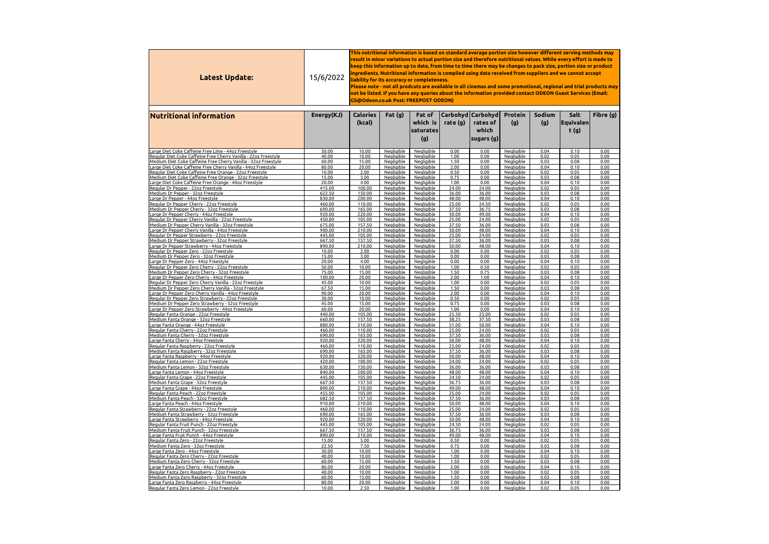| Latest Update: | 15/6/2022 | This nutritional information is based on standard average portion size however different serving methods may result in minor variations to actual portion size and therefore nutritional values. While every effort is made to keep this information up to date, from time to time there may be changes to pack size, portion size or product ingredients. Nutritional information is compiled using data received from suppliers and we cannot accept liability for its accuracy or completeness. Please note - not all prodcuts are available in all cinemas and some promotional, regional and trial products may not be listed. If you have any queries about the information provided contact ODEON Guest Services (Email: GS@Odeon.co.uk Post: FREEPOST ODEON) |
|---|---|---|

| Nutritional information | Energy(KJ) | Calories (kcal) | Fat (g) | Fat of which is saturates (g) | Carbohydrate (g) | Carbohydrates of which sugars (g) | Protein (g) | Sodium (g) | Salt Equivalent (g) | Fibre (g) |
|---|---|---|---|---|---|---|---|---|---|---|
| Large Diet Coke Caffeine Free Lime - 44oz Freestyle | 50.00 | 10.00 | Negligible | Negligible | 0.00 | 0.00 | Negligible | 0.04 | 0.10 | 0.00 |
| Regular Diet Coke Caffeine Free Cherry Vanilla - 22oz Freestyle | 40.00 | 10.00 | Negligible | Negligible | 1.00 | 0.00 | Negligible | 0.02 | 0.05 | 0.00 |
| Medium Diet Coke Caffeine Free Cherry Vanilla - 32oz Freestyle | 60.00 | 15.00 | Negligible | Negligible | 1.50 | 0.00 | Negligible | 0.03 | 0.08 | 0.00 |
| Large Diet Coke Caffeine Free Cherry Vanilla - 44oz Freestyle | 80.00 | 20.00 | Negligible | Negligible | 2.00 | 0.00 | Negligible | 0.04 | 0.10 | 0.00 |
| Regular Diet Coke Caffeine Free Orange - 22oz Freestyle | 10.00 | 2.00 | Negligible | Negligible | 0.50 | 0.00 | Negligible | 0.02 | 0.05 | 0.00 |
| Medium Diet Coke Caffeine Free Orange - 32oz Freestyle | 15.00 | 3.00 | Negligible | Negligible | 0.75 | 0.00 | Negligible | 0.03 | 0.08 | 0.00 |
| Large Diet Coke Caffeine Free Orange - 44oz Freestyle | 20.00 | 4.00 | Negligible | Negligible | 1.00 | 0.00 | Negligible | 0.04 | 0.10 | 0.00 |
| Regular Dr Pepper - 22oz Freestyle | 415.00 | 100.00 | Negligible | Negligible | 24.00 | 24.00 | Negligible | 0.02 | 0.05 | 0.00 |
| Medium Dr Pepper - 32oz Freestyle | 622.50 | 150.00 | Negligible | Negligible | 36.00 | 36.00 | Negligible | 0.03 | 0.08 | 0.00 |
| Large Dr Pepper - 44oz Freestyle | 830.00 | 200.00 | Negligible | Negligible | 48.00 | 48.00 | Negligible | 0.04 | 0.10 | 0.00 |
| Regular Dr Pepper Cherry - 22oz Freestyle | 460.00 | 110.00 | Negligible | Negligible | 25.00 | 24.50 | Negligible | 0.02 | 0.05 | 0.00 |
| Medium Dr Pepper Cherry - 32oz Freestyle | 690.00 | 165.00 | Negligible | Negligible | 37.50 | 36.75 | Negligible | 0.03 | 0.08 | 0.00 |
| Large Dr Pepper Cherry - 44oz Freestyle | 920.00 | 220.00 | Negligible | Negligible | 50.00 | 49.00 | Negligible | 0.04 | 0.10 | 0.00 |
| Regular Dr Pepper Cherry Vanilla - 22oz Freestyle | 450.00 | 105.00 | Negligible | Negligible | 25.00 | 24.00 | Negligible | 0.02 | 0.05 | 0.00 |
| Medium Dr Pepper Cherry Vanilla - 32oz Freestyle | 675.00 | 157.50 | Negligible | Negligible | 37.50 | 36.00 | Negligible | 0.03 | 0.08 | 0.00 |
| Large Dr Pepper Cherry Vanilla - 44oz Freestyle | 900.00 | 210.00 | Negligible | Negligible | 50.00 | 48.00 | Negligible | 0.04 | 0.10 | 0.00 |
| Regular Dr Pepper Strawberry - 22oz Freestyle | 445.00 | 105.00 | Negligible | Negligible | 25.00 | 24.00 | Negligible | 0.02 | 0.05 | 0.00 |
| Medium Dr Pepper Strawberry - 32oz Freestyle | 667.50 | 157.50 | Negligible | Negligible | 37.50 | 36.00 | Negligible | 0.03 | 0.08 | 0.00 |
| Large Dr Pepper Strawberry - 44oz Freestyle | 890.00 | 210.00 | Negligible | Negligible | 50.00 | 48.00 | Negligible | 0.04 | 0.10 | 0.00 |
| Regular Dr Pepper Zero - 22oz Freestyle | 10.00 | 2.00 | Negligible | Negligible | 0.00 | 0.00 | Negligible | 0.02 | 0.05 | 0.00 |
| Medium Dr Pepper Zero - 32oz Freestyle | 15.00 | 3.00 | Negligible | Negligible | 0.00 | 0.00 | Negligible | 0.03 | 0.08 | 0.00 |
| Large Dr Pepper Zero - 44oz Freestyle | 20.00 | 4.00 | Negligible | Negligible | 0.00 | 0.00 | Negligible | 0.04 | 0.10 | 0.00 |
| Regular Dr Pepper Zero Cherry - 22oz Freestyle | 50.00 | 10.00 | Negligible | Negligible | 1.00 | 0.50 | Negligible | 0.02 | 0.05 | 0.00 |
| Medium Dr Pepper Zero Cherry - 32oz Freestyle | 75.00 | 15.00 | Negligible | Negligible | 1.50 | 0.75 | Negligible | 0.03 | 0.08 | 0.00 |
| Large Dr Pepper Zero Cherry - 44oz Freestyle | 100.00 | 20.00 | Negligible | Negligible | 2.00 | 1.00 | Negligible | 0.04 | 0.10 | 0.00 |
| Regular Dr Pepper Zero Cherry Vanilla - 22oz Freestyle | 45.00 | 10.00 | Negligible | Negligible | 1.00 | 0.00 | Negligible | 0.02 | 0.05 | 0.00 |
| Medium Dr Pepper Zero Cherry Vanilla - 32oz Freestyle | 67.50 | 15.00 | Negligible | Negligible | 1.50 | 0.00 | Negligible | 0.03 | 0.08 | 0.00 |
| Large Dr Pepper Zero Cherry Vanilla - 44oz Freestyle | 90.00 | 20.00 | Negligible | Negligible | 2.00 | 0.00 | Negligible | 0.04 | 0.10 | 0.00 |
| Regular Dr Pepper Zero Strawberry - 22oz Freestyle | 30.00 | 10.00 | Negligible | Negligible | 0.50 | 0.00 | Negligible | 0.02 | 0.05 | 0.00 |
| Medium Dr Pepper Zero Strawberry - 32oz Freestyle | 45.00 | 15.00 | Negligible | Negligible | 0.75 | 0.00 | Negligible | 0.03 | 0.08 | 0.00 |
| Large Dr Pepper Zero Strawberry - 44oz Freestyle | 60.00 | 20.00 | Negligible | Negligible | 1.00 | 0.00 | Negligible | 0.04 | 0.10 | 0.00 |
| Regular Fanta Orange - 22oz Freestyle | 440.00 | 105.00 | Negligible | Negligible | 25.50 | 25.00 | Negligible | 0.02 | 0.05 | 0.00 |
| Medium Fanta Orange - 32oz Freestyle | 660.00 | 157.50 | Negligible | Negligible | 38.25 | 37.50 | Negligible | 0.03 | 0.08 | 0.00 |
| Large Fanta Orange - 44oz Freestyle | 880.00 | 210.00 | Negligible | Negligible | 51.00 | 50.00 | Negligible | 0.04 | 0.10 | 0.00 |
| Regular Fanta Cherry - 22oz Freestyle | 460.00 | 110.00 | Negligible | Negligible | 25.00 | 24.00 | Negligible | 0.02 | 0.05 | 0.00 |
| Medium Fanta Cherry - 32oz Freestyle | 690.00 | 165.00 | Negligible | Negligible | 37.50 | 36.00 | Negligible | 0.03 | 0.08 | 0.00 |
| Large Fanta Cherry - 44oz Freestyle | 920.00 | 220.00 | Negligible | Negligible | 50.00 | 48.00 | Negligible | 0.04 | 0.10 | 0.00 |
| Regular Fanta Raspberry - 22oz Freestyle | 460.00 | 110.00 | Negligible | Negligible | 25.00 | 24.00 | Negligible | 0.02 | 0.05 | 0.00 |
| Medium Fanta Raspberry - 32oz Freestyle | 690.00 | 165.00 | Negligible | Negligible | 37.50 | 36.00 | Negligible | 0.03 | 0.08 | 0.00 |
| Large Fanta Raspberry - 44oz Freestyle | 920.00 | 220.00 | Negligible | Negligible | 50.00 | 48.00 | Negligible | 0.04 | 0.10 | 0.00 |
| Regular Fanta Lemon - 22oz Freestyle | 420.00 | 100.00 | Negligible | Negligible | 24.00 | 24.00 | Negligible | 0.02 | 0.05 | 0.00 |
| Medium Fanta Lemon - 32oz Freestyle | 630.00 | 150.00 | Negligible | Negligible | 36.00 | 36.00 | Negligible | 0.03 | 0.08 | 0.00 |
| Large Fanta Lemon - 44oz Freestyle | 840.00 | 200.00 | Negligible | Negligible | 48.00 | 48.00 | Negligible | 0.04 | 0.10 | 0.00 |
| Regular Fanta Grape - 22oz Freestyle | 445.00 | 105.00 | Negligible | Negligible | 24.50 | 24.00 | Negligible | 0.02 | 0.05 | 0.00 |
| Medium Fanta Grape - 32oz Freestyle | 667.50 | 157.50 | Negligible | Negligible | 36.75 | 36.00 | Negligible | 0.03 | 0.08 | 0.00 |
| Large Fanta Grape - 44oz Freestyle | 890.00 | 210.00 | Negligible | Negligible | 49.00 | 48.00 | Negligible | 0.04 | 0.10 | 0.00 |
| Regular Fanta Peach - 22oz Freestyle | 455.00 | 105.00 | Negligible | Negligible | 25.00 | 24.00 | Negligible | 0.02 | 0.05 | 0.00 |
| Medium Fanta Peach - 32oz Freestyle | 682.50 | 157.50 | Negligible | Negligible | 37.50 | 36.00 | Negligible | 0.03 | 0.08 | 0.00 |
| Large Fanta Peach - 44oz Freestyle | 910.00 | 210.00 | Negligible | Negligible | 50.00 | 48.00 | Negligible | 0.04 | 0.10 | 0.00 |
| Regular Fanta Strawberry - 22oz Freestyle | 460.00 | 110.00 | Negligible | Negligible | 25.00 | 24.00 | Negligible | 0.02 | 0.05 | 0.00 |
| Medium Fanta Strawberry - 32oz Freestyle | 690.00 | 165.00 | Negligible | Negligible | 37.50 | 36.00 | Negligible | 0.03 | 0.08 | 0.00 |
| Large Fanta Strawberry - 44oz Freestyle | 920.00 | 220.00 | Negligible | Negligible | 50.00 | 48.00 | Negligible | 0.04 | 0.10 | 0.00 |
| Regular Fanta Fruit Punch - 22oz Freestyle | 445.00 | 105.00 | Negligible | Negligible | 24.50 | 24.00 | Negligible | 0.02 | 0.05 | 0.00 |
| Medium Fanta Fruit Punch - 32oz Freestyle | 667.50 | 157.50 | Negligible | Negligible | 36.75 | 36.00 | Negligible | 0.03 | 0.08 | 0.00 |
| Large Fanta Fruit Punch - 44oz Freestyle | 890.00 | 210.00 | Negligible | Negligible | 49.00 | 48.00 | Negligible | 0.04 | 0.10 | 0.00 |
| Regular Fanta Zero - 22oz Freestyle | 15.00 | 5.00 | Negligible | Negligible | 0.50 | 0.00 | Negligible | 0.02 | 0.05 | 0.00 |
| Medium Fanta Zero - 32oz Freestyle | 22.50 | 7.50 | Negligible | Negligible | 0.75 | 0.00 | Negligible | 0.03 | 0.08 | 0.00 |
| Large Fanta Zero - 44oz Freestyle | 30.00 | 10.00 | Negligible | Negligible | 1.00 | 0.00 | Negligible | 0.04 | 0.10 | 0.00 |
| Regular Fanta Zero Cherry - 22oz Freestyle | 40.00 | 10.00 | Negligible | Negligible | 1.00 | 0.00 | Negligible | 0.02 | 0.05 | 0.00 |
| Medium Fanta Zero Cherry - 32oz Freestyle | 60.00 | 15.00 | Negligible | Negligible | 1.50 | 0.00 | Negligible | 0.03 | 0.08 | 0.00 |
| Large Fanta Zero Cherry - 44oz Freestyle | 80.00 | 20.00 | Negligible | Negligible | 2.00 | 0.00 | Negligible | 0.04 | 0.10 | 0.00 |
| Regular Fanta Zero Raspberry - 22oz Freestyle | 40.00 | 10.00 | Negligible | Negligible | 1.00 | 0.00 | Negligible | 0.02 | 0.05 | 0.00 |
| Medium Fanta Zero Raspberry - 32oz Freestyle | 60.00 | 15.00 | Negligible | Negligible | 1.50 | 0.00 | Negligible | 0.03 | 0.08 | 0.00 |
| Large Fanta Zero Raspberry - 44oz Freestyle | 80.00 | 20.00 | Negligible | Negligible | 2.00 | 0.00 | Negligible | 0.04 | 0.10 | 0.00 |
| Regular Fanta Zero Lemon - 22oz Freestyle | 10.00 | 2.50 | Negligible | Negligible | 1.00 | 0.00 | Negligible | 0.02 | 0.05 | 0.00 |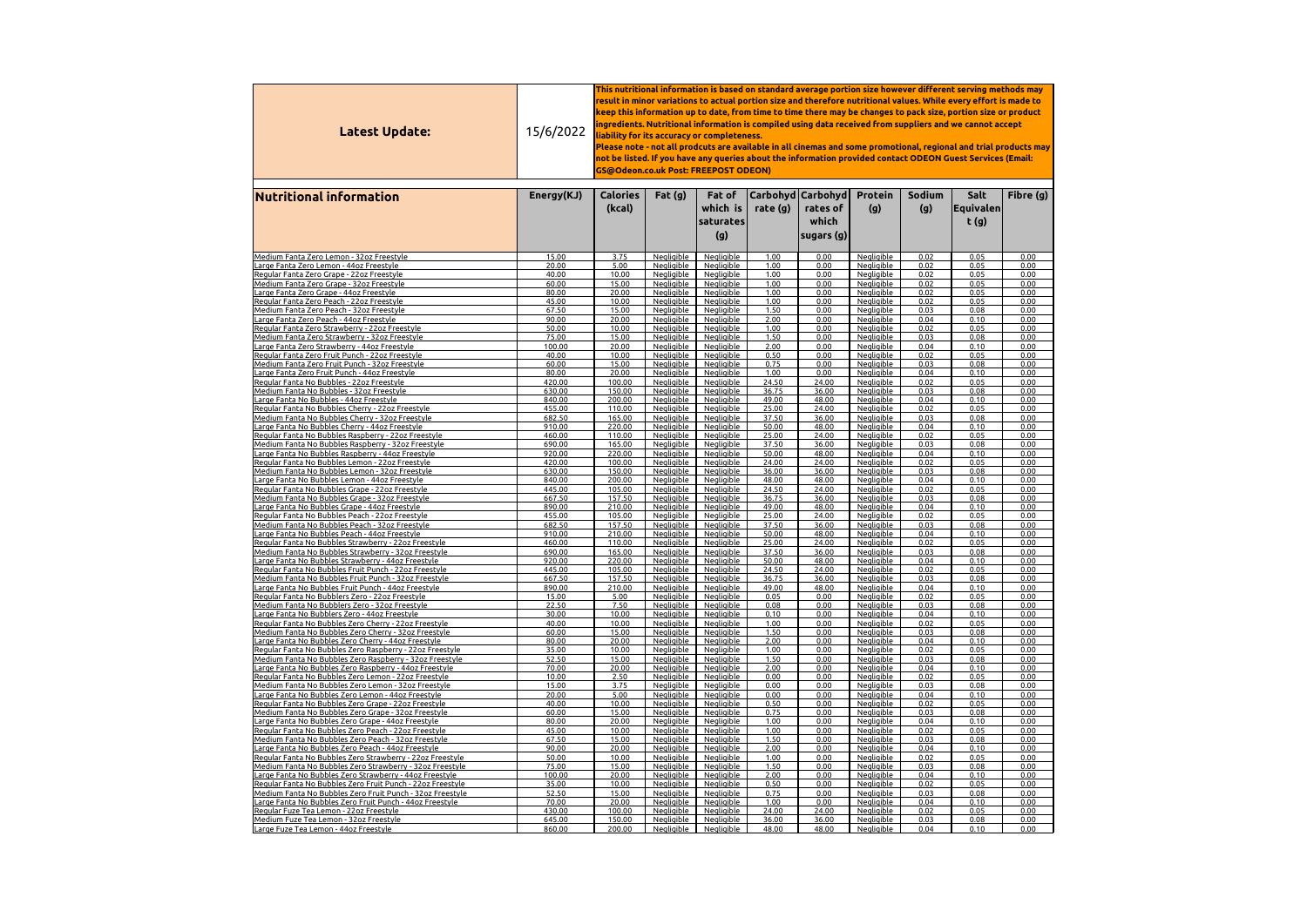| Latest Update: | 15/6/2022 | This nutritional information is based on standard average portion size however different serving methods may result in minor variations to actual portion size and therefore nutritional values. While every effort is made to keep this information up to date, from time to time there may be changes to pack size, portion size or product ingredients. Nutritional information is compiled using data received from suppliers and we cannot accept liability for its accuracy or completeness. Please note - not all prodcuts are available in all cinemas and some promotional, regional and trial products may not be listed. If you have any queries about the information provided contact ODEON Guest Services (Email: GS@Odeon.co.uk Post: FREEPOST ODEON) |
|---|---|---|

| Nutritional information | Energy(KJ) | Calories (kcal) | Fat (g) | Fat of which is saturates (g) | Carbohydrate (g) | Carbohydrates of which sugars (g) | Protein (g) | Sodium (g) | Salt Equivalent (g) | Fibre (g) |
|---|---|---|---|---|---|---|---|---|---|---|
| Medium Fanta Zero Lemon - 32oz Freestyle | 15.00 | 3.75 | Negligible | Negligible | 1.00 | 0.00 | Negligible | 0.02 | 0.05 | 0.00 |
| Large Fanta Zero Lemon - 44oz Freestyle | 20.00 | 5.00 | Negligible | Negligible | 1.00 | 0.00 | Negligible | 0.02 | 0.05 | 0.00 |
| Regular Fanta Zero Grape - 22oz Freestyle | 40.00 | 10.00 | Negligible | Negligible | 1.00 | 0.00 | Negligible | 0.02 | 0.05 | 0.00 |
| Medium Fanta Zero Grape - 32oz Freestyle | 60.00 | 15.00 | Negligible | Negligible | 1.00 | 0.00 | Negligible | 0.02 | 0.05 | 0.00 |
| Large Fanta Zero Grape - 44oz Freestyle | 80.00 | 20.00 | Negligible | Negligible | 1.00 | 0.00 | Negligible | 0.02 | 0.05 | 0.00 |
| Regular Fanta Zero Peach - 22oz Freestyle | 45.00 | 10.00 | Negligible | Negligible | 1.00 | 0.00 | Negligible | 0.02 | 0.05 | 0.00 |
| Medium Fanta Zero Peach - 32oz Freestyle | 67.50 | 15.00 | Negligible | Negligible | 1.50 | 0.00 | Negligible | 0.03 | 0.08 | 0.00 |
| Large Fanta Zero Peach - 44oz Freestyle | 90.00 | 20.00 | Negligible | Negligible | 2.00 | 0.00 | Negligible | 0.04 | 0.10 | 0.00 |
| Regular Fanta Zero Strawberry - 22oz Freestyle | 50.00 | 10.00 | Negligible | Negligible | 1.00 | 0.00 | Negligible | 0.02 | 0.05 | 0.00 |
| Medium Fanta Zero Strawberry - 32oz Freestyle | 75.00 | 15.00 | Negligible | Negligible | 1.50 | 0.00 | Negligible | 0.03 | 0.08 | 0.00 |
| Large Fanta Zero Strawberry - 44oz Freestyle | 100.00 | 20.00 | Negligible | Negligible | 2.00 | 0.00 | Negligible | 0.04 | 0.10 | 0.00 |
| Regular Fanta Zero Fruit Punch - 22oz Freestyle | 40.00 | 10.00 | Negligible | Negligible | 0.50 | 0.00 | Negligible | 0.02 | 0.05 | 0.00 |
| Medium Fanta Zero Fruit Punch - 32oz Freestyle | 60.00 | 15.00 | Negligible | Negligible | 0.75 | 0.00 | Negligible | 0.03 | 0.08 | 0.00 |
| Large Fanta Zero Fruit Punch - 44oz Freestyle | 80.00 | 20.00 | Negligible | Negligible | 1.00 | 0.00 | Negligible | 0.04 | 0.10 | 0.00 |
| Regular Fanta No Bubbles - 22oz Freestyle | 420.00 | 100.00 | Negligible | Negligible | 24.50 | 24.00 | Negligible | 0.02 | 0.05 | 0.00 |
| Medium Fanta No Bubbles - 32oz Freestyle | 630.00 | 150.00 | Negligible | Negligible | 36.75 | 36.00 | Negligible | 0.03 | 0.08 | 0.00 |
| Large Fanta No Bubbles - 44oz Freestyle | 840.00 | 200.00 | Negligible | Negligible | 49.00 | 48.00 | Negligible | 0.04 | 0.10 | 0.00 |
| Regular Fanta No Bubbles Cherry - 22oz Freestyle | 455.00 | 110.00 | Negligible | Negligible | 25.00 | 24.00 | Negligible | 0.02 | 0.05 | 0.00 |
| Medium Fanta No Bubbles Cherry - 32oz Freestyle | 682.50 | 165.00 | Negligible | Negligible | 37.50 | 36.00 | Negligible | 0.03 | 0.08 | 0.00 |
| Large Fanta No Bubbles Cherry - 44oz Freestyle | 910.00 | 220.00 | Negligible | Negligible | 50.00 | 48.00 | Negligible | 0.04 | 0.10 | 0.00 |
| Regular Fanta No Bubbles Raspberry - 22oz Freestyle | 460.00 | 110.00 | Negligible | Negligible | 25.00 | 24.00 | Negligible | 0.02 | 0.05 | 0.00 |
| Medium Fanta No Bubbles Raspberry - 32oz Freestyle | 690.00 | 165.00 | Negligible | Negligible | 37.50 | 36.00 | Negligible | 0.03 | 0.08 | 0.00 |
| Large Fanta No Bubbles Raspberry - 44oz Freestyle | 920.00 | 220.00 | Negligible | Negligible | 50.00 | 48.00 | Negligible | 0.04 | 0.10 | 0.00 |
| Regular Fanta No Bubbles Lemon - 22oz Freestyle | 420.00 | 100.00 | Negligible | Negligible | 24.00 | 24.00 | Negligible | 0.02 | 0.05 | 0.00 |
| Medium Fanta No Bubbles Lemon - 32oz Freestyle | 630.00 | 150.00 | Negligible | Negligible | 36.00 | 36.00 | Negligible | 0.03 | 0.08 | 0.00 |
| Large Fanta No Bubbles Lemon - 44oz Freestyle | 840.00 | 200.00 | Negligible | Negligible | 48.00 | 48.00 | Negligible | 0.04 | 0.10 | 0.00 |
| Regular Fanta No Bubbles Grape - 22oz Freestyle | 445.00 | 105.00 | Negligible | Negligible | 24.50 | 24.00 | Negligible | 0.02 | 0.05 | 0.00 |
| Medium Fanta No Bubbles Grape - 32oz Freestyle | 667.50 | 157.50 | Negligible | Negligible | 36.75 | 36.00 | Negligible | 0.03 | 0.08 | 0.00 |
| Large Fanta No Bubbles Grape - 44oz Freestyle | 890.00 | 210.00 | Negligible | Negligible | 49.00 | 48.00 | Negligible | 0.04 | 0.10 | 0.00 |
| Regular Fanta No Bubbles Peach - 22oz Freestyle | 455.00 | 105.00 | Negligible | Negligible | 25.00 | 24.00 | Negligible | 0.02 | 0.05 | 0.00 |
| Medium Fanta No Bubbles Peach - 32oz Freestyle | 682.50 | 157.50 | Negligible | Negligible | 37.50 | 36.00 | Negligible | 0.03 | 0.08 | 0.00 |
| Large Fanta No Bubbles Peach - 44oz Freestyle | 910.00 | 210.00 | Negligible | Negligible | 50.00 | 48.00 | Negligible | 0.04 | 0.10 | 0.00 |
| Regular Fanta No Bubbles Strawberry - 22oz Freestyle | 460.00 | 110.00 | Negligible | Negligible | 25.00 | 24.00 | Negligible | 0.02 | 0.05 | 0.00 |
| Medium Fanta No Bubbles Strawberry - 32oz Freestyle | 690.00 | 165.00 | Negligible | Negligible | 37.50 | 36.00 | Negligible | 0.03 | 0.08 | 0.00 |
| Large Fanta No Bubbles Strawberry - 44oz Freestyle | 920.00 | 220.00 | Negligible | Negligible | 50.00 | 48.00 | Negligible | 0.04 | 0.10 | 0.00 |
| Regular Fanta No Bubbles Fruit Punch - 22oz Freestyle | 445.00 | 105.00 | Negligible | Negligible | 24.50 | 24.00 | Negligible | 0.02 | 0.05 | 0.00 |
| Medium Fanta No Bubbles Fruit Punch - 32oz Freestyle | 667.50 | 157.50 | Negligible | Negligible | 36.75 | 36.00 | Negligible | 0.03 | 0.08 | 0.00 |
| Large Fanta No Bubbles Fruit Punch - 44oz Freestyle | 890.00 | 210.00 | Negligible | Negligible | 49.00 | 48.00 | Negligible | 0.04 | 0.10 | 0.00 |
| Regular Fanta No Bubblers Zero - 22oz Freestyle | 15.00 | 5.00 | Negligible | Negligible | 0.05 | 0.00 | Negligible | 0.02 | 0.05 | 0.00 |
| Medium Fanta No Bubblers Zero - 32oz Freestyle | 22.50 | 7.50 | Negligible | Negligible | 0.08 | 0.00 | Negligible | 0.03 | 0.08 | 0.00 |
| Large Fanta No Bubblers Zero - 44oz Freestyle | 30.00 | 10.00 | Negligible | Negligible | 0.10 | 0.00 | Negligible | 0.04 | 0.10 | 0.00 |
| Regular Fanta No Bubbles Zero Cherry - 22oz Freestyle | 40.00 | 10.00 | Negligible | Negligible | 1.00 | 0.00 | Negligible | 0.02 | 0.05 | 0.00 |
| Medium Fanta No Bubbles Zero Cherry - 32oz Freestyle | 60.00 | 15.00 | Negligible | Negligible | 1.50 | 0.00 | Negligible | 0.03 | 0.08 | 0.00 |
| Large Fanta No Bubbles Zero Cherry - 44oz Freestyle | 80.00 | 20.00 | Negligible | Negligible | 2.00 | 0.00 | Negligible | 0.04 | 0.10 | 0.00 |
| Regular Fanta No Bubbles Zero Raspberry - 22oz Freestyle | 35.00 | 10.00 | Negligible | Negligible | 1.00 | 0.00 | Negligible | 0.02 | 0.05 | 0.00 |
| Medium Fanta No Bubbles Zero Raspberry - 32oz Freestyle | 52.50 | 15.00 | Negligible | Negligible | 1.50 | 0.00 | Negligible | 0.03 | 0.08 | 0.00 |
| Large Fanta No Bubbles Zero Raspberry - 44oz Freestyle | 70.00 | 20.00 | Negligible | Negligible | 2.00 | 0.00 | Negligible | 0.04 | 0.10 | 0.00 |
| Regular Fanta No Bubbles Zero Lemon - 22oz Freestyle | 10.00 | 2.50 | Negligible | Negligible | 0.00 | 0.00 | Negligible | 0.02 | 0.05 | 0.00 |
| Medium Fanta No Bubbles Zero Lemon - 32oz Freestyle | 15.00 | 3.75 | Negligible | Negligible | 0.00 | 0.00 | Negligible | 0.03 | 0.08 | 0.00 |
| Large Fanta No Bubbles Zero Lemon - 44oz Freestyle | 20.00 | 5.00 | Negligible | Negligible | 0.00 | 0.00 | Negligible | 0.04 | 0.10 | 0.00 |
| Regular Fanta No Bubbles Zero Grape - 22oz Freestyle | 40.00 | 10.00 | Negligible | Negligible | 0.50 | 0.00 | Negligible | 0.02 | 0.05 | 0.00 |
| Medium Fanta No Bubbles Zero Grape - 32oz Freestyle | 60.00 | 15.00 | Negligible | Negligible | 0.75 | 0.00 | Negligible | 0.03 | 0.08 | 0.00 |
| Large Fanta No Bubbles Zero Grape - 44oz Freestyle | 80.00 | 20.00 | Negligible | Negligible | 1.00 | 0.00 | Negligible | 0.04 | 0.10 | 0.00 |
| Regular Fanta No Bubbles Zero Peach - 22oz Freestyle | 45.00 | 10.00 | Negligible | Negligible | 1.00 | 0.00 | Negligible | 0.02 | 0.05 | 0.00 |
| Medium Fanta No Bubbles Zero Peach - 32oz Freestyle | 67.50 | 15.00 | Negligible | Negligible | 1.50 | 0.00 | Negligible | 0.03 | 0.08 | 0.00 |
| Large Fanta No Bubbles Zero Peach - 44oz Freestyle | 90.00 | 20.00 | Negligible | Negligible | 2.00 | 0.00 | Negligible | 0.04 | 0.10 | 0.00 |
| Regular Fanta No Bubbles Zero Strawberry - 22oz Freestyle | 50.00 | 10.00 | Negligible | Negligible | 1.00 | 0.00 | Negligible | 0.02 | 0.05 | 0.00 |
| Medium Fanta No Bubbles Zero Strawberry - 32oz Freestyle | 75.00 | 15.00 | Negligible | Negligible | 1.50 | 0.00 | Negligible | 0.03 | 0.08 | 0.00 |
| Large Fanta No Bubbles Zero Strawberry - 44oz Freestyle | 100.00 | 20.00 | Negligible | Negligible | 2.00 | 0.00 | Negligible | 0.04 | 0.10 | 0.00 |
| Regular Fanta No Bubbles Zero Fruit Punch - 22oz Freestyle | 35.00 | 10.00 | Negligible | Negligible | 0.50 | 0.00 | Negligible | 0.02 | 0.05 | 0.00 |
| Medium Fanta No Bubbles Zero Fruit Punch - 32oz Freestyle | 52.50 | 15.00 | Negligible | Negligible | 0.75 | 0.00 | Negligible | 0.03 | 0.08 | 0.00 |
| Large Fanta No Bubbles Zero Fruit Punch - 44oz Freestyle | 70.00 | 20.00 | Negligible | Negligible | 1.00 | 0.00 | Negligible | 0.04 | 0.10 | 0.00 |
| Regular Fuze Tea Lemon - 22oz Freestyle | 430.00 | 100.00 | Negligible | Negligible | 24.00 | 24.00 | Negligible | 0.02 | 0.05 | 0.00 |
| Medium Fuze Tea Lemon - 32oz Freestyle | 645.00 | 150.00 | Negligible | Negligible | 36.00 | 36.00 | Negligible | 0.03 | 0.08 | 0.00 |
| Large Fuze Tea Lemon - 44oz Freestyle | 860.00 | 200.00 | Negligible | Negligible | 48.00 | 48.00 | Negligible | 0.04 | 0.10 | 0.00 |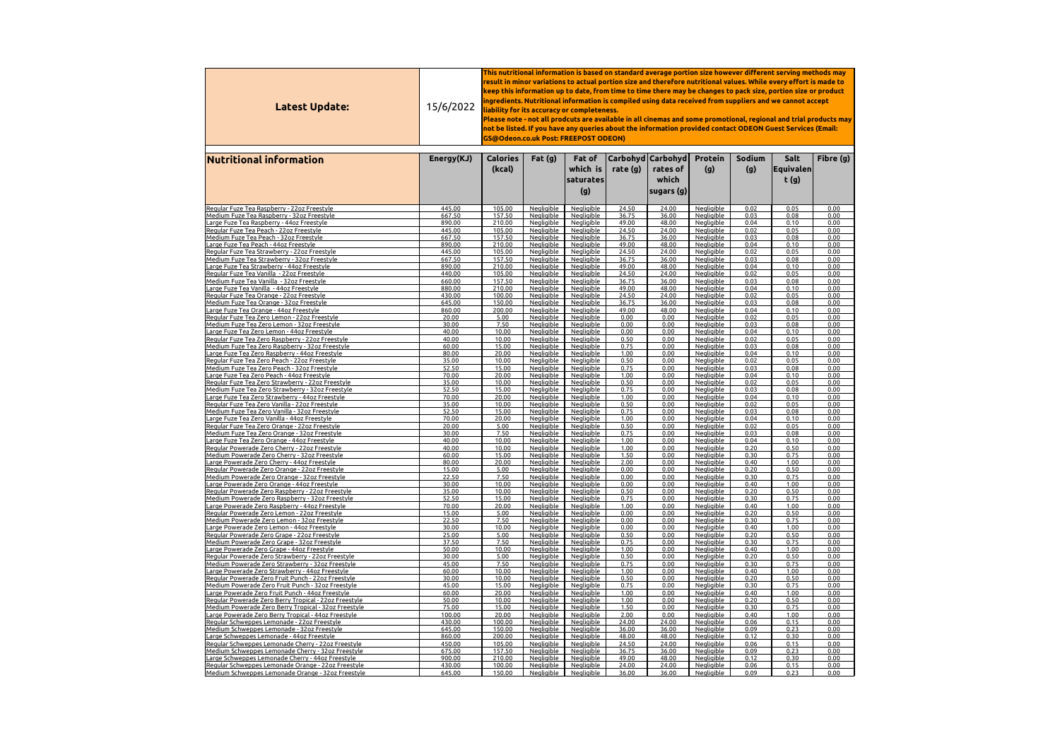| **Latest Update:** | 15/6/2022 | **This nutritional information is based on standard average portion size however different serving methods may result in minor variations to actual portion size and therefore nutritional values. While every effort is made to keep this information up to date, from time to time there may be changes to pack size, portion size or product ingredients. Nutritional information is compiled using data received from suppliers and we cannot accept liability for its accuracy or completeness. Please note - not all prodcuts are available in all cinemas and some promotional, regional and trial products may not be listed. If you have any queries about the information provided contact ODEON Guest Services (Email: GS@Odeon.co.uk Post: FREEPOST ODEON)** | | | | | | | | |
|---|---|---|---|---|---|---|---|---|---|---|
| **Nutritional information** | **Energy(KJ)** | **Calories (kcal)** | **Fat (g)** | **Fat of which is saturates (g)** | **Carbohydrate (g)** | **Carbohydrates of which sugars (g)** | **Protein (g)** | **Sodium (g)** | **Salt Equivalent (g)** | **Fibre (g)** |
| Regular Fuze Tea Raspberry - 22oz Freestyle | 445.00 | 105.00 | Negligible | Negligible | 24.50 | 24.00 | Negligible | 0.02 | 0.05 | 0.00 |
| Medium Fuze Tea Raspberry - 32oz Freestyle | 667.50 | 157.50 | Negligible | Negligible | 36.75 | 36.00 | Negligible | 0.03 | 0.08 | 0.00 |
| Large Fuze Tea Raspberry - 44oz Freestyle | 890.00 | 210.00 | Negligible | Negligible | 49.00 | 48.00 | Negligible | 0.04 | 0.10 | 0.00 |
| Regular Fuze Tea Peach - 22oz Freestyle | 445.00 | 105.00 | Negligible | Negligible | 24.50 | 24.00 | Negligible | 0.02 | 0.05 | 0.00 |
| Medium Fuze Tea Peach - 32oz Freestyle | 667.50 | 157.50 | Negligible | Negligible | 36.75 | 36.00 | Negligible | 0.03 | 0.08 | 0.00 |
| Large Fuze Tea Peach - 44oz Freestyle | 890.00 | 210.00 | Negligible | Negligible | 49.00 | 48.00 | Negligible | 0.04 | 0.10 | 0.00 |
| Regular Fuze Tea Strawberry - 22oz Freestyle | 445.00 | 105.00 | Negligible | Negligible | 24.50 | 24.00 | Negligible | 0.02 | 0.05 | 0.00 |
| Medium Fuze Tea Strawberry - 32oz Freestyle | 667.50 | 157.50 | Negligible | Negligible | 36.75 | 36.00 | Negligible | 0.03 | 0.08 | 0.00 |
| Large Fuze Tea Strawberry - 44oz Freestyle | 890.00 | 210.00 | Negligible | Negligible | 49.00 | 48.00 | Negligible | 0.04 | 0.10 | 0.00 |
| Regular Fuze Tea Vanilla - 22oz Freestyle | 440.00 | 105.00 | Negligible | Negligible | 24.50 | 24.00 | Negligible | 0.02 | 0.05 | 0.00 |
| Medium Fuze Tea Vanilla - 32oz Freestyle | 660.00 | 157.50 | Negligible | Negligible | 36.75 | 36.00 | Negligible | 0.03 | 0.08 | 0.00 |
| Large Fuze Tea Vanilla - 44oz Freestyle | 880.00 | 210.00 | Negligible | Negligible | 49.00 | 48.00 | Negligible | 0.04 | 0.10 | 0.00 |
| Regular Fuze Tea Orange - 22oz Freestyle | 430.00 | 100.00 | Negligible | Negligible | 24.50 | 24.00 | Negligible | 0.02 | 0.05 | 0.00 |
| Medium Fuze Tea Orange - 32oz Freestyle | 645.00 | 150.00 | Negligible | Negligible | 36.75 | 36.00 | Negligible | 0.03 | 0.08 | 0.00 |
| Large Fuze Tea Orange - 44oz Freestyle | 860.00 | 200.00 | Negligible | Negligible | 49.00 | 48.00 | Negligible | 0.04 | 0.10 | 0.00 |
| Regular Fuze Tea Zero Lemon - 22oz Freestyle | 20.00 | 5.00 | Negligible | Negligible | 0.00 | 0.00 | Negligible | 0.02 | 0.05 | 0.00 |
| Medium Fuze Tea Zero Lemon - 32oz Freestyle | 30.00 | 7.50 | Negligible | Negligible | 0.00 | 0.00 | Negligible | 0.03 | 0.08 | 0.00 |
| Large Fuze Tea Zero Lemon - 44oz Freestyle | 40.00 | 10.00 | Negligible | Negligible | 0.00 | 0.00 | Negligible | 0.04 | 0.10 | 0.00 |
| Regular Fuze Tea Zero Raspberry - 22oz Freestyle | 40.00 | 10.00 | Negligible | Negligible | 0.50 | 0.00 | Negligible | 0.02 | 0.05 | 0.00 |
| Medium Fuze Tea Zero Raspberry - 32oz Freestyle | 60.00 | 15.00 | Negligible | Negligible | 0.75 | 0.00 | Negligible | 0.03 | 0.08 | 0.00 |
| Large Fuze Tea Zero Raspberry - 44oz Freestyle | 80.00 | 20.00 | Negligible | Negligible | 1.00 | 0.00 | Negligible | 0.04 | 0.10 | 0.00 |
| Regular Fuze Tea Zero Peach - 22oz Freestyle | 35.00 | 10.00 | Negligible | Negligible | 0.50 | 0.00 | Negligible | 0.02 | 0.05 | 0.00 |
| Medium Fuze Tea Zero Peach - 32oz Freestyle | 52.50 | 15.00 | Negligible | Negligible | 0.75 | 0.00 | Negligible | 0.03 | 0.08 | 0.00 |
| Large Fuze Tea Zero Peach - 44oz Freestyle | 70.00 | 20.00 | Negligible | Negligible | 1.00 | 0.00 | Negligible | 0.04 | 0.10 | 0.00 |
| Regular Fuze Tea Zero Strawberry - 22oz Freestyle | 35.00 | 10.00 | Negligible | Negligible | 0.50 | 0.00 | Negligible | 0.02 | 0.05 | 0.00 |
| Medium Fuze Tea Zero Strawberry - 32oz Freestyle | 52.50 | 15.00 | Negligible | Negligible | 0.75 | 0.00 | Negligible | 0.03 | 0.08 | 0.00 |
| Large Fuze Tea Zero Strawberry - 44oz Freestyle | 70.00 | 20.00 | Negligible | Negligible | 1.00 | 0.00 | Negligible | 0.04 | 0.10 | 0.00 |
| Regular Fuze Tea Zero Vanilla - 22oz Freestyle | 35.00 | 10.00 | Negligible | Negligible | 0.50 | 0.00 | Negligible | 0.02 | 0.05 | 0.00 |
| Medium Fuze Tea Zero Vanilla - 32oz Freestyle | 52.50 | 15.00 | Negligible | Negligible | 0.75 | 0.00 | Negligible | 0.03 | 0.08 | 0.00 |
| Large Fuze Tea Zero Vanilla - 44oz Freestyle | 70.00 | 20.00 | Negligible | Negligible | 1.00 | 0.00 | Negligible | 0.04 | 0.10 | 0.00 |
| Regular Fuze Tea Zero Orange - 22oz Freestyle | 20.00 | 5.00 | Negligible | Negligible | 0.50 | 0.00 | Negligible | 0.02 | 0.05 | 0.00 |
| Medium Fuze Tea Zero Orange - 32oz Freestyle | 30.00 | 7.50 | Negligible | Negligible | 0.75 | 0.00 | Negligible | 0.03 | 0.08 | 0.00 |
| Large Fuze Tea Zero Orange - 44oz Freestyle | 40.00 | 10.00 | Negligible | Negligible | 1.00 | 0.00 | Negligible | 0.04 | 0.10 | 0.00 |
| Regular Powerade Zero Cherry - 22oz Freestyle | 40.00 | 10.00 | Negligible | Negligible | 1.00 | 0.00 | Negligible | 0.20 | 0.50 | 0.00 |
| Medium Powerade Zero Cherry - 32oz Freestyle | 60.00 | 15.00 | Negligible | Negligible | 1.50 | 0.00 | Negligible | 0.30 | 0.75 | 0.00 |
| Large Powerade Zero Cherry - 44oz Freestyle | 80.00 | 20.00 | Negligible | Negligible | 2.00 | 0.00 | Negligible | 0.40 | 1.00 | 0.00 |
| Regular Powerade Zero Orange - 22oz Freestyle | 15.00 | 5.00 | Negligible | Negligible | 0.00 | 0.00 | Negligible | 0.20 | 0.50 | 0.00 |
| Medium Powerade Zero Orange - 32oz Freestyle | 22.50 | 7.50 | Negligible | Negligible | 0.00 | 0.00 | Negligible | 0.30 | 0.75 | 0.00 |
| Large Powerade Zero Orange - 44oz Freestyle | 30.00 | 10.00 | Negligible | Negligible | 0.00 | 0.00 | Negligible | 0.40 | 1.00 | 0.00 |
| Regular Powerade Zero Raspberry - 22oz Freestyle | 35.00 | 10.00 | Negligible | Negligible | 0.50 | 0.00 | Negligible | 0.20 | 0.50 | 0.00 |
| Medium Powerade Zero Raspberry - 32oz Freestyle | 52.50 | 15.00 | Negligible | Negligible | 0.75 | 0.00 | Negligible | 0.30 | 0.75 | 0.00 |
| Large Powerade Zero Raspberry - 44oz Freestyle | 70.00 | 20.00 | Negligible | Negligible | 1.00 | 0.00 | Negligible | 0.40 | 1.00 | 0.00 |
| Regular Powerade Zero Lemon - 22oz Freestyle | 15.00 | 5.00 | Negligible | Negligible | 0.00 | 0.00 | Negligible | 0.20 | 0.50 | 0.00 |
| Medium Powerade Zero Lemon - 32oz Freestyle | 22.50 | 7.50 | Negligible | Negligible | 0.00 | 0.00 | Negligible | 0.30 | 0.75 | 0.00 |
| Large Powerade Zero Lemon - 44oz Freestyle | 30.00 | 10.00 | Negligible | Negligible | 0.00 | 0.00 | Negligible | 0.40 | 1.00 | 0.00 |
| Regular Powerade Zero Grape - 22oz Freestyle | 25.00 | 5.00 | Negligible | Negligible | 0.50 | 0.00 | Negligible | 0.20 | 0.50 | 0.00 |
| Medium Powerade Zero Grape - 32oz Freestyle | 37.50 | 7.50 | Negligible | Negligible | 0.75 | 0.00 | Negligible | 0.30 | 0.75 | 0.00 |
| Large Powerade Zero Grape - 44oz Freestyle | 50.00 | 10.00 | Negligible | Negligible | 1.00 | 0.00 | Negligible | 0.40 | 1.00 | 0.00 |
| Regular Powerade Zero Strawberry - 22oz Freestyle | 30.00 | 5.00 | Negligible | Negligible | 0.50 | 0.00 | Negligible | 0.20 | 0.50 | 0.00 |
| Medium Powerade Zero Strawberry - 32oz Freestyle | 45.00 | 7.50 | Negligible | Negligible | 0.75 | 0.00 | Negligible | 0.30 | 0.75 | 0.00 |
| Large Powerade Zero Strawberry - 44oz Freestyle | 60.00 | 10.00 | Negligible | Negligible | 1.00 | 0.00 | Negligible | 0.40 | 1.00 | 0.00 |
| Regular Powerade Zero Fruit Punch - 22oz Freestyle | 30.00 | 10.00 | Negligible | Negligible | 0.50 | 0.00 | Negligible | 0.20 | 0.50 | 0.00 |
| Medium Powerade Zero Fruit Punch - 32oz Freestyle | 45.00 | 15.00 | Negligible | Negligible | 0.75 | 0.00 | Negligible | 0.30 | 0.75 | 0.00 |
| Large Powerade Zero Fruit Punch - 44oz Freestyle | 60.00 | 20.00 | Negligible | Negligible | 1.00 | 0.00 | Negligible | 0.40 | 1.00 | 0.00 |
| Regular Powerade Zero Berry Tropical - 22oz Freestyle | 50.00 | 10.00 | Negligible | Negligible | 1.00 | 0.00 | Negligible | 0.20 | 0.50 | 0.00 |
| Medium Powerade Zero Berry Tropical - 32oz Freestyle | 75.00 | 15.00 | Negligible | Negligible | 1.50 | 0.00 | Negligible | 0.30 | 0.75 | 0.00 |
| Large Powerade Zero Berry Tropical - 44oz Freestyle | 100.00 | 20.00 | Negligible | Negligible | 2.00 | 0.00 | Negligible | 0.40 | 1.00 | 0.00 |
| Regular Schweppes Lemonade - 22oz Freestyle | 430.00 | 100.00 | Negligible | Negligible | 24.00 | 24.00 | Negligible | 0.06 | 0.15 | 0.00 |
| Medium Schweppes Lemonade - 32oz Freestyle | 645.00 | 150.00 | Negligible | Negligible | 36.00 | 36.00 | Negligible | 0.09 | 0.23 | 0.00 |
| Large Schweppes Lemonade - 44oz Freestyle | 860.00 | 200.00 | Negligible | Negligible | 48.00 | 48.00 | Negligible | 0.12 | 0.30 | 0.00 |
| Regular Schweppes Lemonade Cherry - 22oz Freestyle | 450.00 | 105.00 | Negligible | Negligible | 24.50 | 24.00 | Negligible | 0.06 | 0.15 | 0.00 |
| Medium Schweppes Lemonade Cherry - 32oz Freestyle | 675.00 | 157.50 | Negligible | Negligible | 36.75 | 36.00 | Negligible | 0.09 | 0.23 | 0.00 |
| Large Schweppes Lemonade Cherry - 44oz Freestyle | 900.00 | 210.00 | Negligible | Negligible | 49.00 | 48.00 | Negligible | 0.12 | 0.30 | 0.00 |
| Regular Schweppes Lemonade Orange - 22oz Freestyle | 430.00 | 100.00 | Negligible | Negligible | 24.00 | 24.00 | Negligible | 0.06 | 0.15 | 0.00 |
| Medium Schweppes Lemonade Orange - 32oz Freestyle | 645.00 | 150.00 | Negligible | Negligible | 36.00 | 36.00 | Negligible | 0.09 | 0.23 | 0.00 |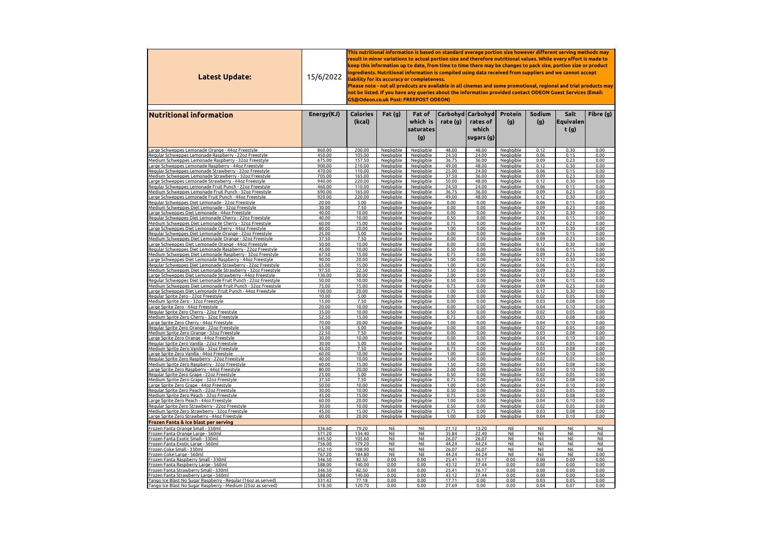| **Latest Update:** | 15/6/2022 | **This nutritional information is based on standard average portion size however different serving methods may result in minor variations to actual portion size and therefore nutritional values. While every effort is made to keep this information up to date, from time to time there may be changes to pack size, portion size or product ingredients. Nutritional information is compiled using data received from suppliers and we cannot accept liability for its accuracy or completeness. Please note - not all prodcuts are available in all cinemas and some promotional, regional and trial products may not be listed. If you have any queries about the information provided contact ODEON Guest Services (Email: GS@Odeon.co.uk Post: FREEPOST ODEON)** | | | | | | | | |
|---|---|---|---|---|---|---|---|---|---|---|
| **Nutritional information** | **Energy(KJ)** | **Calories (kcal)** | **Fat (g)** | **Fat of which is saturates (g)** | **Carbohydrate (g)** | **Carbohydrates of which sugars (g)** | **Protein (g)** | **Sodium (g)** | **Salt Equivalent (g)** | **Fibre (g)** |
| Large Schweppes Lemonade Orange - 44oz Freestyle | 860.00 | 200.00 | Negligible | Negligible | 48.00 | 48.00 | Negligible | 0.12 | 0.30 | 0.00 |
| Regular Schweppes Lemonade Raspberry - 22oz Freestyle | 450.00 | 105.00 | Negligible | Negligible | 24.50 | 24.00 | Negligible | 0.06 | 0.15 | 0.00 |
| Medium Schweppes Lemonade Raspberry - 32oz Freestyle | 675.00 | 157.50 | Negligible | Negligible | 36.75 | 36.00 | Negligible | 0.09 | 0.23 | 0.00 |
| Large Schweppes Lemonade Raspberry - 44oz Freestyle | 900.00 | 210.00 | Negligible | Negligible | 49.00 | 48.00 | Negligible | 0.12 | 0.30 | 0.00 |
| Regular Schweppes Lemonade Strawberry - 22oz Freestyle | 470.00 | 110.00 | Negligible | Negligible | 25.00 | 24.00 | Negligible | 0.06 | 0.15 | 0.00 |
| Medium Schweppes Lemonade Strawberry - 32oz Freestyle | 705.00 | 165.00 | Negligible | Negligible | 37.50 | 36.00 | Negligible | 0.09 | 0.23 | 0.00 |
| Large Schweppes Lemonade Strawberry - 44oz Freestyle | 940.00 | 220.00 | Negligible | Negligible | 50.00 | 48.00 | Negligible | 0.12 | 0.30 | 0.00 |
| Regular Schweppes Lemonade Fruit Punch - 22oz Freestyle | 460.00 | 110.00 | Negligible | Negligible | 24.50 | 24.00 | Negligible | 0.06 | 0.15 | 0.00 |
| Medium Schweppes Lemonade Fruit Punch - 32oz Freestyle | 690.00 | 165.00 | Negligible | Negligible | 36.75 | 36.00 | Negligible | 0.09 | 0.23 | 0.00 |
| Large Schweppes Lemonade Fruit Punch - 44oz Freestyle | 920.00 | 220.00 | Negligible | Negligible | 49.00 | 48.00 | Negligible | 0.12 | 0.30 | 0.00 |
| Regular Schweppes Diet Lemonade - 22oz Freestyle | 20.00 | 5.00 | Negligible | Negligible | 0.00 | 0.00 | Negligible | 0.06 | 0.15 | 0.00 |
| Medium Schweppes Diet Lemonade - 32oz Freestyle | 30.00 | 7.50 | Negligible | Negligible | 0.00 | 0.00 | Negligible | 0.09 | 0.23 | 0.00 |
| Large Schweppes Diet Lemonade - 44oz Freestyle | 40.00 | 10.00 | Negligible | Negligible | 0.00 | 0.00 | Negligible | 0.12 | 0.30 | 0.00 |
| Regular Schweppes Diet Lemonade Cherry - 22oz Freestyle | 40.00 | 10.00 | Negligible | Negligible | 0.50 | 0.00 | Negligible | 0.06 | 0.15 | 0.00 |
| Medium Schweppes Diet Lemonade Cherry - 32oz Freestyle | 60.00 | 15.00 | Negligible | Negligible | 0.75 | 0.00 | Negligible | 0.09 | 0.23 | 0.00 |
| Large Schweppes Diet Lemonade Cherry - 44oz Freestyle | 80.00 | 20.00 | Negligible | Negligible | 1.00 | 0.00 | Negligible | 0.12 | 0.30 | 0.00 |
| Regular Schweppes Diet Lemonade Orange - 22oz Freestyle | 25.00 | 5.00 | Negligible | Negligible | 0.00 | 0.00 | Negligible | 0.06 | 0.15 | 0.00 |
| Medium Schweppes Diet Lemonade Orange - 32oz Freestyle | 37.50 | 7.50 | Negligible | Negligible | 0.00 | 0.00 | Negligible | 0.09 | 0.23 | 0.00 |
| Large Schweppes Diet Lemonade Orange - 44oz Freestyle | 50.00 | 10.00 | Negligible | Negligible | 0.00 | 0.00 | Negligible | 0.12 | 0.30 | 0.00 |
| Regular Schweppes Diet Lemonade Raspberry - 22oz Freestyle | 45.00 | 10.00 | Negligible | Negligible | 0.50 | 0.00 | Negligible | 0.06 | 0.15 | 0.00 |
| Medium Schweppes Diet Lemonade Raspberry - 32oz Freestyle | 67.50 | 15.00 | Negligible | Negligible | 0.75 | 0.00 | Negligible | 0.09 | 0.23 | 0.00 |
| Large Schweppes Diet Lemonade Raspberry - 44oz Freestyle | 90.00 | 20.00 | Negligible | Negligible | 1.00 | 0.00 | Negligible | 0.12 | 0.30 | 0.00 |
| Regular Schweppes Diet Lemonade Strawberry - 22oz Freestyle | 65.00 | 15.00 | Negligible | Negligible | 1.00 | 0.00 | Negligible | 0.06 | 0.15 | 0.00 |
| Medium Schweppes Diet Lemonade Strawberry - 32oz Freestyle | 97.50 | 22.50 | Negligible | Negligible | 1.50 | 0.00 | Negligible | 0.09 | 0.23 | 0.00 |
| Large Schweppes Diet Lemonade Strawberry - 44oz Freestyle | 130.00 | 30.00 | Negligible | Negligible | 2.00 | 0.00 | Negligible | 0.12 | 0.30 | 0.00 |
| Regular Schweppes Diet Lemonade Fruit Punch - 22oz Freestyle | 50.00 | 10.00 | Negligible | Negligible | 0.50 | 0.00 | Negligible | 0.06 | 0.15 | 0.00 |
| Medium Schweppes Diet Lemonade Fruit Punch - 32oz Freestyle | 75.00 | 15.00 | Negligible | Negligible | 0.75 | 0.00 | Negligible | 0.09 | 0.23 | 0.00 |
| Large Schweppes Diet Lemonade Fruit Punch - 44oz Freestyle | 100.00 | 20.00 | Negligible | Negligible | 1.00 | 0.00 | Negligible | 0.12 | 0.30 | 0.00 |
| Regular Sprite Zero - 22oz Freestyle | 10.00 | 5.00 | Negligible | Negligible | 0.00 | 0.00 | Negligible | 0.02 | 0.05 | 0.00 |
| Medium Sprite Zero - 32oz Freestyle | 15.00 | 7.50 | Negligible | Negligible | 0.00 | 0.00 | Negligible | 0.03 | 0.08 | 0.00 |
| Large Sprite Zero - 44oz Freestyle | 20.00 | 10.00 | Negligible | Negligible | 0.00 | 0.00 | Negligible | 0.04 | 0.10 | 0.00 |
| Regular Sprite Zero Cherry - 22oz Freestyle | 35.00 | 10.00 | Negligible | Negligible | 0.50 | 0.00 | Negligible | 0.02 | 0.05 | 0.00 |
| Medium Sprite Zero Cherry - 32oz Freestyle | 52.50 | 15.00 | Negligible | Negligible | 0.75 | 0.00 | Negligible | 0.03 | 0.08 | 0.00 |
| Large Sprite Zero Cherry - 44oz Freestyle | 70.00 | 20.00 | Negligible | Negligible | 1.00 | 0.00 | Negligible | 0.04 | 0.10 | 0.00 |
| Regular Sprite Zero Orange - 22oz Freestyle | 15.00 | 5.00 | Negligible | Negligible | 0.00 | 0.00 | Negligible | 0.02 | 0.05 | 0.00 |
| Medium Sprite Zero Orange - 32oz Freestyle | 22.50 | 7.50 | Negligible | Negligible | 0.00 | 0.00 | Negligible | 0.03 | 0.08 | 0.00 |
| Large Sprite Zero Orange - 44oz Freestyle | 30.00 | 10.00 | Negligible | Negligible | 0.00 | 0.00 | Negligible | 0.04 | 0.10 | 0.00 |
| Regular Sprite Zero Vanilla - 22oz Freestyle | 30.00 | 5.00 | Negligible | Negligible | 0.50 | 0.00 | Negligible | 0.02 | 0.05 | 0.00 |
| Medium Sprite Zero Vanilla - 32oz Freestyle | 45.00 | 7.50 | Negligible | Negligible | 0.75 | 0.00 | Negligible | 0.03 | 0.08 | 0.00 |
| Large Sprite Zero Vanilla - 44oz Freestyle | 60.00 | 10.00 | Negligible | Negligible | 1.00 | 0.00 | Negligible | 0.04 | 0.10 | 0.00 |
| Regular Sprite Zero Raspberry - 22oz Freestyle | 40.00 | 10.00 | Negligible | Negligible | 1.00 | 0.00 | Negligible | 0.02 | 0.05 | 0.00 |
| Medium Sprite Zero Raspberry - 32oz Freestyle | 60.00 | 15.00 | Negligible | Negligible | 1.50 | 0.00 | Negligible | 0.03 | 0.08 | 0.00 |
| Large Sprite Zero Raspberry - 44oz Freestyle | 80.00 | 20.00 | Negligible | Negligible | 2.00 | 0.00 | Negligible | 0.04 | 0.10 | 0.00 |
| Regular Sprite Zero Grape - 22oz Freestyle | 25.00 | 5.00 | Negligible | Negligible | 0.50 | 0.00 | Negligible | 0.02 | 0.05 | 0.00 |
| Medium Sprite Zero Grape - 32oz Freestyle | 37.50 | 7.50 | Negligible | Negligible | 0.75 | 0.00 | Negligible | 0.03 | 0.08 | 0.00 |
| Large Sprite Zero Grape - 44oz Freestyle | 50.00 | 10.00 | Negligible | Negligible | 1.00 | 0.00 | Negligible | 0.04 | 0.10 | 0.00 |
| Regular Sprite Zero Peach - 22oz Freestyle | 30.00 | 10.00 | Negligible | Negligible | 0.50 | 0.00 | Negligible | 0.02 | 0.05 | 0.00 |
| Medium Sprite Zero Peach - 32oz Freestyle | 45.00 | 15.00 | Negligible | Negligible | 0.75 | 0.00 | Negligible | 0.03 | 0.08 | 0.00 |
| Large Sprite Zero Peach - 44oz Freestyle | 60.00 | 20.00 | Negligible | Negligible | 1.00 | 0.00 | Negligible | 0.04 | 0.10 | 0.00 |
| Regular Sprite Zero Strawberry - 22oz Freestyle | 30.00 | 10.00 | Negligible | Negligible | 0.50 | 0.00 | Negligible | 0.02 | 0.05 | 0.00 |
| Medium Sprite Zero Strawberry - 32oz Freestyle | 45.00 | 15.00 | Negligible | Negligible | 0.75 | 0.00 | Negligible | 0.03 | 0.08 | 0.00 |
| Large Sprite Zero Strawberry - 44oz Freestyle | 60.00 | 20.00 | Negligible | Negligible | 1.00 | 0.00 | Negligible | 0.04 | 0.10 | 0.00 |
| **Frozen Fanta & Ice blast per serving** | | | | | | | | | | |
| Frozen Fanta Orange Small - 330ml | 336.60 | 79.20 | Nil | Nil | 21.12 | 13.20 | Nil | Nil | Nil | Nil |
| Frozen Fanta Orange Large - 560ml | 571.20 | 134.40 | Nil | Nil | 35.84 | 22.40 | Nil | Nil | Nil | Nil |
| Frozen Fanta Exotic Small - 330ml | 445.50 | 105.60 | Nil | Nil | 26.07 | 26.07 | Nil | Nil | Nil | Nil |
| Frozen Fanta Exotic Large - 560ml | 756.00 | 179.20 | Nil | Nil | 44.24 | 44.24 | Nil | Nil | Nil | Nil |
| Frozen Coke Small - 330ml | 452.10 | 108.90 | Nil | Nil | 26.07 | 26.07 | Nil | Nil | Nil | Nil |
| Frozen Coke Large - 560ml | 767.20 | 184.80 | Nil | Nil | 44.24 | 44.24 | Nil | Nil | Nil | 0.00 |
| Frozen Fanta Raspberry Small - 330ml | 346.50 | 82.50 | 0.00 | 0.00 | 25.41 | 16.17 | 0.00 | 0.00 | 0.00 | 0.00 |
| Frozen Fanta Raspberry Large - 560ml | 588.00 | 140.00 | 0.00 | 0.00 | 43.12 | 27.44 | 0.00 | 0.00 | 0.00 | 0.00 |
| Frozen Fanta Strawberry Small - 330ml | 346.50 | 82.50 | 0.00 | 0.00 | 25.41 | 16.17 | 0.00 | 0.00 | 0.00 | 0.00 |
| Frozen Fanta Strawberry Large - 560ml | 588.00 | 140.00 | 0.00 | 0.00 | 43.12 | 27.44 | 0.00 | 0.00 | 0.00 | 0.00 |
| Tango Ice Blast No Sugar Raspberry - Regular (16oz as served) | 331.42 | 77.18 | 0.00 | 0.00 | 17.71 | 0.00 | 0.00 | 0.03 | 0.05 | 0.00 |
| Tango Ice Blast No Sugar Raspberry - Medium (25oz as served) | 518.30 | 120.70 | 0.00 | 0.00 | 27.69 | 0.00 | 0.00 | 0.04 | 0.07 | 0.00 |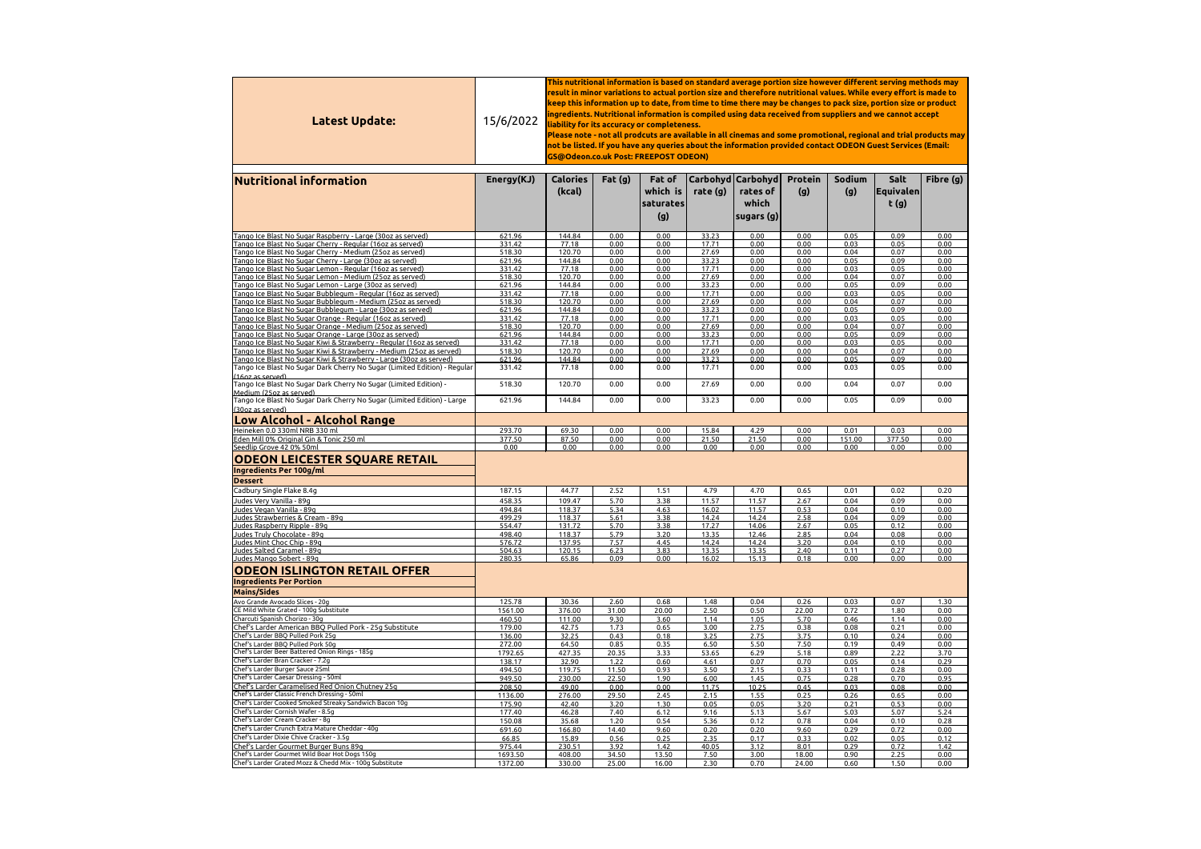| **Latest Update:** | 15/6/2022 | **This nutritional information is based on standard average portion size however different serving methods may result in minor variations to actual portion size and therefore nutritional values. While every effort is made to keep this information up to date, from time to time there may be changes to pack size, portion size or product ingredients. Nutritional information is compiled using data received from suppliers and we cannot accept liability for its accuracy or completeness. Please note - not all prodcuts are available in all cinemas and some promotional, regional and trial products may not be listed. If you have any queries about the information provided contact ODEON Guest Services (Email: GS@Odeon.co.uk Post: FREEPOST ODEON)** |
|---|---|---|

| **Nutritional information** | **Energy(KJ)** | **Calories (kcal)** | **Fat (g)** | **Fat of which is saturates (g)** | **Carbohydrate (g)** | **Carbohydrates of which sugars (g)** | **Protein (g)** | **Sodium (g)** | **Salt Equivalent (g)** | **Fibre (g)** |
|---|---|---|---|---|---|---|---|---|---|---|
| Tango Ice Blast No Sugar Raspberry - Large (30oz as served) | 621.96 | 144.84 | 0.00 | 0.00 | 33.23 | 0.00 | 0.00 | 0.05 | 0.09 | 0.00 |
| Tango Ice Blast No Sugar Cherry - Regular (16oz as served) | 331.42 | 77.18 | 0.00 | 0.00 | 17.71 | 0.00 | 0.00 | 0.03 | 0.05 | 0.00 |
| Tango Ice Blast No Sugar Cherry - Medium (25oz as served) | 518.30 | 120.70 | 0.00 | 0.00 | 27.69 | 0.00 | 0.00 | 0.04 | 0.07 | 0.00 |
| Tango Ice Blast No Sugar Cherry - Large (30oz as served) | 621.96 | 144.84 | 0.00 | 0.00 | 33.23 | 0.00 | 0.00 | 0.05 | 0.09 | 0.00 |
| Tango Ice Blast No Sugar Lemon - Regular (16oz as served) | 331.42 | 77.18 | 0.00 | 0.00 | 17.71 | 0.00 | 0.00 | 0.03 | 0.05 | 0.00 |
| Tango Ice Blast No Sugar Lemon - Medium (25oz as served) | 518.30 | 120.70 | 0.00 | 0.00 | 27.69 | 0.00 | 0.00 | 0.04 | 0.07 | 0.00 |
| Tango Ice Blast No Sugar Lemon - Large (30oz as served) | 621.96 | 144.84 | 0.00 | 0.00 | 33.23 | 0.00 | 0.00 | 0.05 | 0.09 | 0.00 |
| Tango Ice Blast No Sugar Bubblegum - Regular (16oz as served) | 331.42 | 77.18 | 0.00 | 0.00 | 17.71 | 0.00 | 0.00 | 0.03 | 0.05 | 0.00 |
| Tango Ice Blast No Sugar Bubblegum - Medium (25oz as served) | 518.30 | 120.70 | 0.00 | 0.00 | 27.69 | 0.00 | 0.00 | 0.04 | 0.07 | 0.00 |
| Tango Ice Blast No Sugar Bubblegum - Large (30oz as served) | 621.96 | 144.84 | 0.00 | 0.00 | 33.23 | 0.00 | 0.00 | 0.05 | 0.09 | 0.00 |
| Tango Ice Blast No Sugar Orange - Regular (16oz as served) | 331.42 | 77.18 | 0.00 | 0.00 | 17.71 | 0.00 | 0.00 | 0.03 | 0.05 | 0.00 |
| Tango Ice Blast No Sugar Orange - Medium (25oz as served) | 518.30 | 120.70 | 0.00 | 0.00 | 27.69 | 0.00 | 0.00 | 0.04 | 0.07 | 0.00 |
| Tango Ice Blast No Sugar Orange - Large (30oz as served) | 621.96 | 144.84 | 0.00 | 0.00 | 33.23 | 0.00 | 0.00 | 0.05 | 0.09 | 0.00 |
| Tango Ice Blast No Sugar Kiwi & Strawberry - Regular (16oz as served) | 331.42 | 77.18 | 0.00 | 0.00 | 17.71 | 0.00 | 0.00 | 0.03 | 0.05 | 0.00 |
| Tango Ice Blast No Sugar Kiwi & Strawberry - Medium (25oz as served) | 518.30 | 120.70 | 0.00 | 0.00 | 27.69 | 0.00 | 0.00 | 0.04 | 0.07 | 0.00 |
| Tango Ice Blast No Sugar Kiwi & Strawberry - Large (30oz as served) | 621.96 | 144.84 | 0.00 | 0.00 | 33.23 | 0.00 | 0.00 | 0.05 | 0.09 | 0.00 |
| Tango Ice Blast No Sugar Dark Cherry No Sugar (Limited Edition) - Regular (16oz as served) | 331.42 | 77.18 | 0.00 | 0.00 | 17.71 | 0.00 | 0.00 | 0.03 | 0.05 | 0.00 |
| Tango Ice Blast No Sugar Dark Cherry No Sugar (Limited Edition) - Medium (25oz as served) | 518.30 | 120.70 | 0.00 | 0.00 | 27.69 | 0.00 | 0.00 | 0.04 | 0.07 | 0.00 |
| Tango Ice Blast No Sugar Dark Cherry No Sugar (Limited Edition) - Large (30oz as served) | 621.96 | 144.84 | 0.00 | 0.00 | 33.23 | 0.00 | 0.00 | 0.05 | 0.09 | 0.00 |
| **Low Alcohol - Alcohol Range** | | | | | | | | | | |
| Heineken 0.0 330ml NRB 330 ml | 293.70 | 69.30 | 0.00 | 0.00 | 15.84 | 4.29 | 0.00 | 0.01 | 0.03 | 0.00 |
| Eden Mill 0% Original Gin & Tonic 250 ml | 377.50 | 87.50 | 0.00 | 0.00 | 21.50 | 21.50 | 0.00 | 151.00 | 377.50 | 0.00 |
| Seedlip Grove 42 0% 50ml | 0.00 | 0.00 | 0.00 | 0.00 | 0.00 | 0.00 | 0.00 | 0.00 | 0.00 | 0.00 |
| **ODEON LEICESTER SQUARE RETAIL** | | | | | | | | | | |
| **Ingredients Per 100g/ml** | | | | | | | | | | |
| **Dessert** | | | | | | | | | | |
| Cadbury Single Flake 8.4g | 187.15 | 44.77 | 2.52 | 1.51 | 4.79 | 4.70 | 0.65 | 0.01 | 0.02 | 0.20 |
| Judes Very Vanilla - 89g | 458.35 | 109.47 | 5.70 | 3.38 | 11.57 | 11.57 | 2.67 | 0.04 | 0.09 | 0.00 |
| Judes Vegan Vanilla - 89g | 494.84 | 118.37 | 5.34 | 4.63 | 16.02 | 11.57 | 0.53 | 0.04 | 0.10 | 0.00 |
| Judes Strawberries & Cream - 89g | 499.29 | 118.37 | 5.61 | 3.38 | 14.24 | 14.24 | 2.58 | 0.04 | 0.09 | 0.00 |
| Judes Raspberry Ripple - 89g | 554.47 | 131.72 | 5.70 | 3.38 | 17.27 | 14.06 | 2.67 | 0.05 | 0.12 | 0.00 |
| Judes Truly Chocolate - 89g | 498.40 | 118.37 | 5.79 | 3.20 | 13.35 | 12.46 | 2.85 | 0.04 | 0.08 | 0.00 |
| Judes Mint Choc Chip - 89g | 576.72 | 137.95 | 7.57 | 4.45 | 14.24 | 14.24 | 3.20 | 0.04 | 0.10 | 0.00 |
| Judes Salted Caramel - 89g | 504.63 | 120.15 | 6.23 | 3.83 | 13.35 | 13.35 | 2.40 | 0.11 | 0.27 | 0.00 |
| Judes Mango Sobert - 89g | 280.35 | 65.86 | 0.09 | 0.00 | 16.02 | 15.13 | 0.18 | 0.00 | 0.00 | 0.00 |
| **ODEON ISLINGTON RETAIL OFFER** | | | | | | | | | | |
| **Ingredients Per Portion** | | | | | | | | | | |
| **Mains/Sides** | | | | | | | | | | |
| Avo Grande Avocado Slices - 20g | 125.78 | 30.36 | 2.60 | 0.68 | 1.48 | 0.04 | 0.26 | 0.03 | 0.07 | 1.30 |
| CE Mild White Grated - 100g Substitute | 1561.00 | 376.00 | 31.00 | 20.00 | 2.50 | 0.50 | 22.00 | 0.72 | 1.80 | 0.00 |
| Charcuti Spanish Chorizo - 30g | 460.50 | 111.00 | 9.30 | 3.60 | 1.14 | 1.05 | 5.70 | 0.46 | 1.14 | 0.00 |
| Chef's Larder American BBQ Pulled Pork - 25g Substitute | 179.00 | 42.75 | 1.73 | 0.65 | 3.00 | 2.75 | 0.38 | 0.08 | 0.21 | 0.00 |
| Chef's Larder BBQ Pulled Pork 25g | 136.00 | 32.25 | 0.43 | 0.18 | 3.25 | 2.75 | 3.75 | 0.10 | 0.24 | 0.00 |
| Chef's Larder BBQ Pulled Pork 50g | 272.00 | 64.50 | 0.85 | 0.35 | 6.50 | 5.50 | 7.50 | 0.19 | 0.49 | 0.00 |
| Chef's Larder Beer Battered Onion Rings - 185g | 1792.65 | 427.35 | 20.35 | 3.33 | 53.65 | 6.29 | 5.18 | 0.89 | 2.22 | 3.70 |
| Chef's Larder Bran Cracker - 7.2g | 138.17 | 32.90 | 1.22 | 0.60 | 4.61 | 0.07 | 0.70 | 0.05 | 0.14 | 0.29 |
| Chef's Larder Burger Sauce 25ml | 494.50 | 119.75 | 11.50 | 0.93 | 3.50 | 2.15 | 0.33 | 0.11 | 0.28 | 0.00 |
| Chef's Larder Caesar Dressing - 50ml | 949.50 | 230.00 | 22.50 | 1.90 | 6.00 | 1.45 | 0.75 | 0.28 | 0.70 | 0.95 |
| Chef's Larder Caramelised Red Onion Chutney 25g | 208.50 | 49.00 | 0.00 | 0.00 | 11.75 | 10.25 | 0.45 | 0.03 | 0.08 | 0.00 |
| Chef's Larder Classic French Dressing - 50ml | 1136.00 | 276.00 | 29.50 | 2.45 | 2.15 | 1.55 | 0.25 | 0.26 | 0.65 | 0.00 |
| Chef's Larder Cooked Smoked Streaky Sandwich Bacon 10g | 175.90 | 42.40 | 3.20 | 1.30 | 0.05 | 0.05 | 3.20 | 0.21 | 0.53 | 0.00 |
| Chef's Larder Cornish Wafer - 8.5g | 177.40 | 46.28 | 7.40 | 6.12 | 9.16 | 5.13 | 5.67 | 5.03 | 5.07 | 5.24 |
| Chef's Larder Cream Cracker - 8g | 150.08 | 35.68 | 1.20 | 0.54 | 5.36 | 0.12 | 0.78 | 0.04 | 0.10 | 0.28 |
| Chef's Larder Crunch Extra Mature Cheddar - 40g | 691.60 | 166.80 | 14.40 | 9.60 | 0.20 | 0.20 | 9.60 | 0.29 | 0.72 | 0.00 |
| Chef's Larder Dixie Chive Cracker - 3.5g | 66.85 | 15.89 | 0.56 | 0.25 | 2.35 | 0.17 | 0.33 | 0.02 | 0.05 | 0.12 |
| Chef's Larder Gourmet Burger Buns 89g | 975.44 | 230.51 | 3.92 | 1.42 | 40.05 | 3.12 | 8.01 | 0.29 | 0.72 | 1.42 |
| Chef's Larder Gourmet Wild Boar Hot Dogs 150g | 1693.50 | 408.00 | 34.50 | 13.50 | 7.50 | 3.00 | 18.00 | 0.90 | 2.25 | 0.00 |
| Chef's Larder Grated Mozz & Chedd Mix - 100g Substitute | 1372.00 | 330.00 | 25.00 | 16.00 | 2.30 | 0.70 | 24.00 | 0.60 | 1.50 | 0.00 |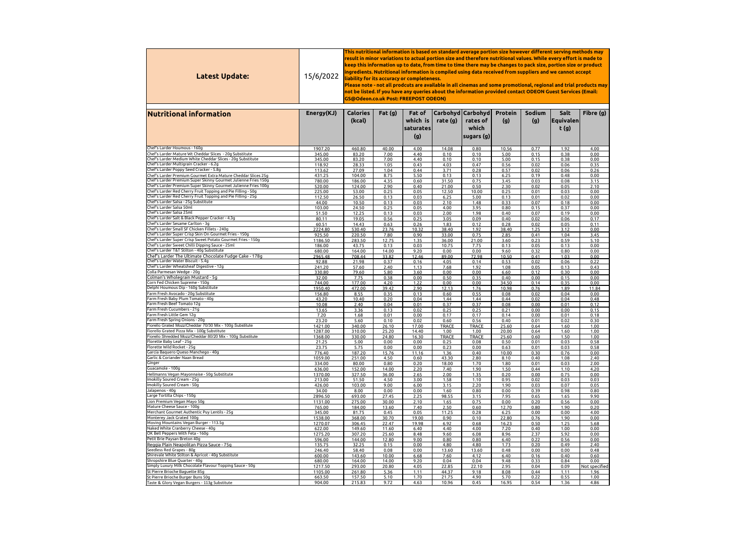| **Latest Update:** | 15/6/2022 | **This nutritional information is based on standard average portion size however different serving methods may result in minor variations to actual portion size and therefore nutritional values. While every effort is made to keep this information up to date, from time to time there may be changes to pack size, portion size or product ingredients. Nutritional information is compiled using data received from suppliers and we cannot accept liability for its accuracy or completeness. Please note - not all prodcuts are available in all cinemas and some promotional, regional and trial products may not be listed. If you have any queries about the information provided contact ODEON Guest Services (Email: GS@Odeon.co.uk Post: FREEPOST ODEON)** |
|---|---|---|

| **Nutritional information** | **Energy(KJ)** | **Calories (kcal)** | **Fat (g)** | **Fat of which is saturates (g)** | **Carbohydrate (g)** | **Carbohydrates of which sugars (g)** | **Protein (g)** | **Sodium (g)** | **Salt Equivalent (g)** | **Fibre (g)** |
|---|---|---|---|---|---|---|---|---|---|---|
| Chef's Larder Houmous - 160g | 1907.20 | 460.80 | 40.00 | 4.00 | 14.08 | 0.80 | 10.56 | 0.77 | 1.92 | 4.00 |
| Chef's Larder Mature Wt Cheddar Slices - 20g Substitute | 345.00 | 83.20 | 7.00 | 4.40 | 0.10 | 0.10 | 5.00 | 0.15 | 0.38 | 0.00 |
| Chef's Larder Medium White Cheddar Slices - 20g Substitute | 345.00 | 83.20 | 7.00 | 4.40 | 0.10 | 0.10 | 5.00 | 0.15 | 0.38 | 0.00 |
| Chef's Larder Multigrain Cracker - 6.2g | 118.92 | 28.33 | 1.05 | 0.43 | 4.03 | 0.47 | 0.56 | 0.02 | 0.06 | 0.35 |
| Chef's Larder Poppy Seed Cracker - 5.8g | 113.62 | 27.09 | 1.04 | 0.44 | 3.71 | 0.28 | 0.57 | 0.02 | 0.06 | 0.26 |
| Chef's Larder Premium Gourmet Extra Mature Cheddar Slices 25g | 431.25 | 104.00 | 8.75 | 5.50 | 0.13 | 0.13 | 6.25 | 0.19 | 0.48 | 0.00 |
| Chef's Larder Premium Super Skinny Gourmet Julienne Fries 150g | 780.00 | 186.00 | 4.35 | 0.60 | 31.50 | 0.75 | 3.45 | 0.03 | 0.08 | 3.15 |
| Chef's Larder Premium Super Skinny Gourmet Julienne Fries 100g | 520.00 | 124.00 | 2.90 | 0.40 | 21.00 | 0.50 | 2.30 | 0.02 | 0.05 | 2.10 |
| Chef's Larder Red Cherry Fruit Topping and Pie Filling - 50g | 225.00 | 53.00 | 0.25 | 0.05 | 12.50 | 10.00 | 0.25 | 0.01 | 0.03 | 0.00 |
| Chef's Larder Red Cherry Fruit Topping and Pie Filling - 25g | 112.50 | 26.50 | 0.13 | 0.03 | 6.25 | 5.00 | 0.13 | 0.01 | 0.02 | 0.00 |
| Chef's Larder Salsa - 25g Substitute | 44.00 | 10.50 | 0.13 | 0.03 | 2.10 | 1.48 | 0.33 | 0.07 | 0.18 | 0.00 |
| Chef's Larder Salsa 50ml | 103.00 | 24.50 | 0.25 | 0.05 | 4.00 | 3.95 | 0.80 | 0.15 | 0.37 | 0.00 |
| Chef's Larder Salsa 25ml | 51.50 | 12.25 | 0.13 | 0.03 | 2.00 | 1.98 | 0.40 | 0.07 | 0.19 | 0.00 |
| Chef's Larder Salt & Black Pepper Cracker - 4.3g | 80.11 | 19.05 | 0.56 | 0.25 | 3.05 | 0.09 | 0.40 | 0.02 | 0.06 | 0.17 |
| Chef's Larder Sesame Carlton - 3g | 60.51 | 14.43 | 0.63 | 0.26 | 1.83 | 0.12 | 0.28 | 0.02 | 0.05 | 0.11 |
| Chef's Larder Small SF Chicken Fillets - 240g | 2224.80 | 530.40 | 23.76 | 10.32 | 38.40 | 1.92 | 38.40 | 1.25 | 3.12 | 0.00 |
| Chef's Larder Super Crisp Skin On Gourmet Fries - 150g | 925.50 | 220.50 | 7.80 | 0.90 | 33.00 | 0.75 | 2.85 | 0.41 | 1.04 | 3.45 |
| Chef's Larder Super Crisp Sweet Potato Gourmet Fries - 150g | 1186.50 | 283.50 | 12.75 | 1.35 | 36.00 | 21.00 | 3.60 | 0.23 | 0.59 | 5.10 |
| Chef's Larder Sweet Chilli Dipping Sauce - 25ml | 186.00 | 43.75 | 0.13 | 0.03 | 10.75 | 7.75 | 0.13 | 0.05 | 0.13 | 0.00 |
| Chef's Larder T&T Stilton - 40g Substitute | 680.00 | 164.00 | 14.00 | 9.20 | 0.00 | 0.00 | 9.60 | 0.32 | 0.80 | 0.00 |
| Chef's Larder The Ultimate Chocolate Fudge Cake - 178g | 2965.48 | 708.44 | 33.82 | 12.46 | 89.00 | 72.98 | 10.50 | 0.41 | 1.03 | 0.00 |
| Chef's Larder Water Biscuit - 5.4g | 92.88 | 21.98 | 0.37 | 0.16 | 4.05 | 0.14 | 0.53 | 0.02 | 0.06 | 0.22 |
| Chef's Larder Wheatsheaf Digestive - 12g | 241.20 | 57.60 | 2.40 | 1.13 | 7.68 | 1.92 | 1.08 | 0.05 | 0.13 | 0.43 |
| Colla Parmesan Wedge - 20g | 330.80 | 79.60 | 5.80 | 3.60 | 0.00 | 0.00 | 6.60 | 0.12 | 0.30 | 0.00 |
| Colman's Wholegrain Mustard - 5g | 32.00 | 7.75 | 0.38 | 0.00 | 0.50 | 0.35 | 0.40 | 0.00 | 0.15 | 0.00 |
| Corn Fed Chicken Supreme - 150g | 744.00 | 177.00 | 4.20 | 1.22 | 0.00 | 0.00 | 34.50 | 0.14 | 0.35 | 0.00 |
| Delphi Houmous Dip - 160g Substitute | 1950.40 | 472.00 | 39.42 | 2.90 | 12.13 | 1.76 | 10.98 | 0.76 | 1.89 | 11.84 |
| Farm Fresh Avocado - 20g Substitute | 156.80 | 8.55 | 0.35 | 0.13 | 0.60 | 0.55 | 0.08 | 0.02 | 0.04 | 0.00 |
| Farm Fresh Baby Plum Tomato - 40g | 43.20 | 10.40 | 0.20 | 0.04 | 1.44 | 1.44 | 0.44 | 0.02 | 0.04 | 0.48 |
| Farm Fresh Beef Tomato 12g | 10.08 | 2.40 | 0.04 | 0.01 | 0.37 | 0.37 | 0.08 | 0.00 | 0.01 | 0.12 |
| Farm Fresh Cucumbers - 21g | 13.65 | 3.36 | 0.13 | 0.02 | 0.25 | 0.25 | 0.21 | 0.00 | 0.00 | 0.15 |
| Farm Fresh Little Gem 12g | 7.20 | 1.68 | 0.01 | 0.00 | 0.17 | 0.17 | 0.14 | 0.00 | 0.01 | 0.18 |
| Farm Fresh Spring Onions - 20g | 23.20 | 5.60 | 0.10 | 0.02 | 0.60 | 0.56 | 0.40 | 0.01 | 0.02 | 0.30 |
| Fiorello Grated Mozz/Cheddar 70/30 Mix - 100g Substitute | 1421.00 | 340.00 | 26.10 | 17.00 | TRACE | TRACE | 25.60 | 0.64 | 1.60 | 1.00 |
| Fiorello Grated Pizza Mix - 100g Substitute | 1287.00 | 310.00 | 25.20 | 14.40 | 1.00 | 1.00 | 20.00 | 0.64 | 1.60 | 1.00 |
| Fiorello Shredded Mozz/Cheddar 80/20 Mix - 100g Substitute | 1368.00 | 330.00 | 24.80 | 16.30 | TRACE | TRACE | 25.60 | 0.60 | 1.50 | 1.00 |
| Florette Baby Leaf - 25g | 21.25 | 5.00 | 0.00 | 0.00 | 0.25 | 0.08 | 0.50 | 0.01 | 0.03 | 0.58 |
| Florette Wild Rocket - 25g | 23.75 | 5.75 | 0.00 | 0.00 | 0.23 | 0.00 | 0.63 | 0.01 | 0.03 | 0.58 |
| Garcia Baquero Queso Manchego - 40g | 776.40 | 187.20 | 15.76 | 11.16 | 1.36 | 0.40 | 10.00 | 0.30 | 0.76 | 0.00 |
| Garlic & Coriander Naan Bread | 1059.00 | 251.00 | 4.50 | 0.60 | 43.30 | 2.80 | 8.10 | 0.40 | 1.08 | 2.40 |
| Ginger | 334.00 | 80.00 | 0.80 | 0.20 | 18.00 | 1.70 | 1.80 | 0.01 | 0.03 | 2.00 |
| Guacamole - 100g | 636.00 | 152.00 | 14.00 | 2.20 | 7.40 | 1.90 | 1.50 | 0.44 | 1.10 | 4.20 |
| Hellmanns Vegan Mayonnaise - 50g Substitute | 1370.00 | 327.50 | 36.00 | 2.65 | 2.00 | 1.35 | 0.20 | 0.00 | 0.75 | 0.00 |
| Imokilly Soured Cream - 25g | 213.00 | 51.50 | 4.50 | 3.00 | 1.58 | 1.10 | 0.95 | 0.02 | 0.03 | 0.03 |
| Imokilly Soured Cream - 50g | 426.00 | 103.00 | 9.00 | 6.00 | 3.15 | 2.20 | 1.90 | 0.03 | 0.07 | 0.05 |
| Jalapenos - 40g | 34.00 | 8.00 | 0.00 | 0.00 | 1.60 | 0.80 | 0.00 | 0.39 | 0.98 | 0.80 |
| Large Tortilla Chips - 150g | 2896.50 | 693.00 | 27.45 | 2.25 | 98.55 | 3.15 | 7.95 | 0.65 | 1.65 | 9.90 |
| Lion Premium Vegan Mayo 50g | 1131.00 | 275.00 | 30.00 | 2.10 | 1.65 | 0.75 | 0.00 | 0.20 | 0.56 | 0.00 |
| Mature Cheese Sauce - 100g | 765.00 | 184.00 | 13.60 | 7.40 | 2.50 | 0.60 | 12.70 | 0.80 | 1.90 | 0.20 |
| Merchant Gourmet Authentic Puy Lentils - 25g | 345.00 | 81.75 | 0.45 | 0.05 | 11.25 | 0.28 | 6.25 | 0.00 | 0.00 | 4.00 |
| Monterey Jack Grated 100g | 1538.00 | 368.00 | 30.70 | 19.00 | 0.90 | 0.10 | 22.80 | 0.76 | 1.90 | 0.00 |
| Moving Mountains Vegan Burger - 113.5g | 1270.07 | 306.45 | 22.47 | 19.98 | 6.92 | 0.68 | 16.23 | 0.50 | 1.25 | 5.68 |
| Naked White Cranberry Cheese - 40g | 622.00 | 149.60 | 11.60 | 6.40 | 4.40 | 4.00 | 7.20 | 0.40 | 1.00 | 0.00 |
| OK Bell Peppers With Feta - 160g | 1275.20 | 307.20 | 25.60 | 8.48 | 9.60 | 6.08 | 8.96 | 2.37 | 5.92 | 0.00 |
| Petit Brie Paysan Breton 40g | 596.00 | 144.00 | 12.80 | 9.00 | 0.80 | 0.80 | 6.40 | 0.22 | 0.56 | 0.00 |
| Reggia Plain Neapolitan Pizza Sauce - 75g | 135.75 | 32.25 | 0.15 | 0.00 | 4.80 | 4.80 | 1.73 | 0.20 | 0.49 | 2.40 |
| Seedless Red Grapes - 80g | 246.40 | 58.40 | 0.08 | 0.00 | 13.60 | 13.60 | 0.48 | 0.00 | 0.00 | 0.48 |
| Shirevale White Stilton & Apricot - 40g Substitute | 600.00 | 143.60 | 10.00 | 6.68 | 7.60 | 4.12 | 6.40 | 0.16 | 0.40 | 0.60 |
| Shropshire Blue Quarter - 40g | 680.00 | 164.00 | 14.00 | 9.20 | 0.04 | 0.04 | 9.48 | 0.33 | 0.84 | 0.00 |
| Simply Luxury Milk Chocolate Flavour Topping Sauce - 50g | 1217.50 | 293.00 | 20.80 | 4.05 | 22.85 | 22.10 | 2.95 | 0.04 | 0.09 | Not specified |
| St Pierre Brioche Baguette 85g | 1105.00 | 261.80 | 5.36 | 1.11 | 44.37 | 9.18 | 8.08 | 0.44 | 1.11 | 1.96 |
| St Pierre Brioche Burger Buns 50g | 663.50 | 157.50 | 5.10 | 1.70 | 21.75 | 4.90 | 5.70 | 0.22 | 0.55 | 1.00 |
| Taste & Glory Vegan Burgers - 113g Substitute | 904.00 | 215.83 | 9.72 | 4.63 | 10.96 | 0.45 | 16.95 | 0.54 | 1.36 | 4.86 |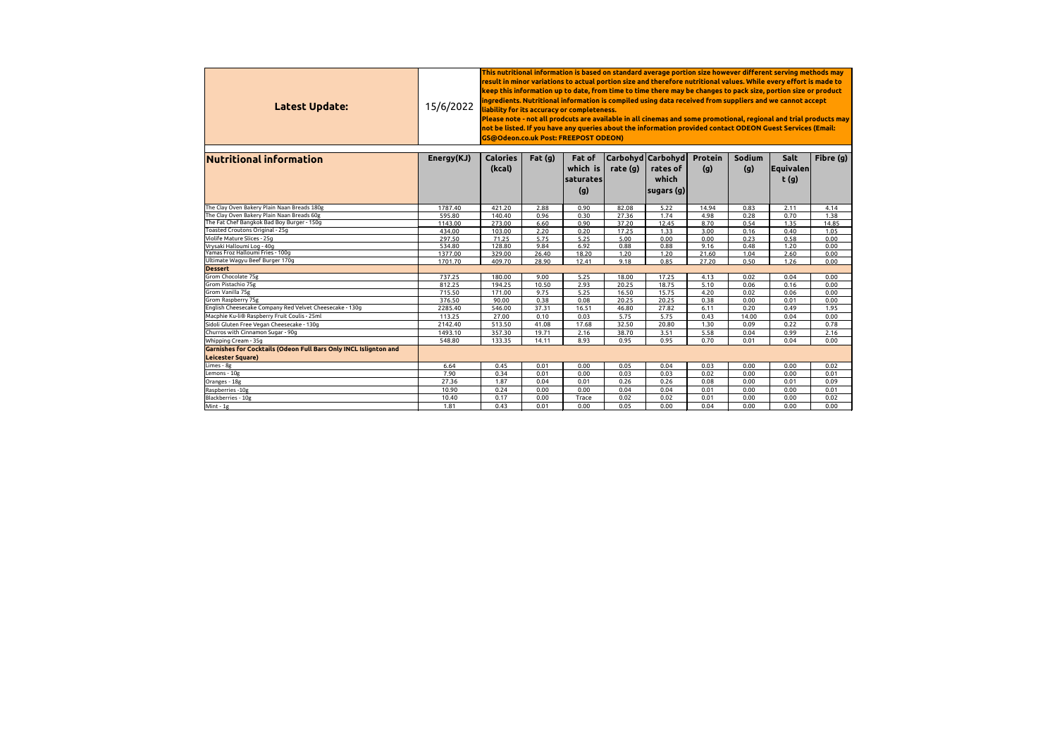| Latest Update: | 15/6/2022 | This nutritional information is based on standard average portion size however different serving methods may result in minor variations to actual portion size and therefore nutritional values. While every effort is made to keep this information up to date, from time to time there may be changes to pack size, portion size or product ingredients. Nutritional information is compiled using data received from suppliers and we cannot accept liability for its accuracy or completeness. Please note - not all prodcuts are available in all cinemas and some promotional, regional and trial products may not be listed. If you have any queries about the information provided contact ODEON Guest Services (Email: GS@Odeon.co.uk Post: FREEPOST ODEON) |
|---|---|---|

| Nutritional information | Energy(KJ) | Calories (kcal) | Fat (g) | Fat of which is saturates (g) | Carbohydrate (g) | Carbohydrates of which sugars (g) | Protein (g) | Sodium (g) | Salt Equivalent (g) | Fibre (g) |
|---|---|---|---|---|---|---|---|---|---|---|
| The Clay Oven Bakery Plain Naan Breads 180g | 1787.40 | 421.20 | 2.88 | 0.90 | 82.08 | 5.22 | 14.94 | 0.83 | 2.11 | 4.14 |
| The Clay Oven Bakery Plain Naan Breads 60g | 595.80 | 140.40 | 0.96 | 0.30 | 27.36 | 1.74 | 4.98 | 0.28 | 0.70 | 1.38 |
| The Fat Chef Bangkok Bad Boy Burger - 150g | 1143.00 | 273.00 | 6.60 | 0.90 | 37.20 | 12.45 | 8.70 | 0.54 | 1.35 | 14.85 |
| Toasted Croutons Original - 25g | 434.00 | 103.00 | 2.20 | 0.20 | 17.25 | 1.33 | 3.00 | 0.16 | 0.40 | 1.05 |
| Violife Mature Slices - 25g | 297.50 | 71.25 | 5.75 | 5.25 | 5.00 | 0.00 | 0.00 | 0.23 | 0.58 | 0.00 |
| Vrysaki Halloumi Log - 40g | 534.80 | 128.80 | 9.84 | 6.92 | 0.88 | 0.88 | 9.16 | 0.48 | 1.20 | 0.00 |
| Yamas Froz Halloumi Fries - 100g | 1377.00 | 329.00 | 26.40 | 18.20 | 1.20 | 1.20 | 21.60 | 1.04 | 2.60 | 0.00 |
| Ultimate Wagyu Beef Burger 170g | 1701.70 | 409.70 | 28.90 | 12.41 | 9.18 | 0.85 | 27.20 | 0.50 | 1.26 | 0.00 |
| **Dessert** | | | | | | | | | | |
| Grom Chocolate 75g | 737.25 | 180.00 | 9.00 | 5.25 | 18.00 | 17.25 | 4.13 | 0.02 | 0.04 | 0.00 |
| Grom Pistachio 75g | 812.25 | 194.25 | 10.50 | 2.93 | 20.25 | 18.75 | 5.10 | 0.06 | 0.16 | 0.00 |
| Grom Vanilla 75g | 715.50 | 171.00 | 9.75 | 5.25 | 16.50 | 15.75 | 4.20 | 0.02 | 0.06 | 0.00 |
| Grom Raspberry 75g | 376.50 | 90.00 | 0.38 | 0.08 | 20.25 | 20.25 | 0.38 | 0.00 | 0.01 | 0.00 |
| English Cheesecake Company Red Velvet Cheesecake - 130g | 2285.40 | 546.00 | 37.31 | 16.51 | 46.80 | 27.82 | 6.11 | 0.20 | 0.49 | 1.95 |
| Macphie Ku-li® Raspberry Fruit Coulis - 25ml | 113.25 | 27.00 | 0.10 | 0.03 | 5.75 | 5.75 | 0.43 | 14.00 | 0.04 | 0.00 |
| Sidoli Gluten Free Vegan Cheesecake - 130g | 2142.40 | 513.50 | 41.08 | 17.68 | 32.50 | 20.80 | 1.30 | 0.09 | 0.22 | 0.78 |
| Churros with Cinnamon Sugar - 90g | 1493.10 | 357.30 | 19.71 | 2.16 | 38.70 | 3.51 | 5.58 | 0.04 | 0.99 | 2.16 |
| Whipping Cream - 35g | 548.80 | 133.35 | 14.11 | 8.93 | 0.95 | 0.95 | 0.70 | 0.01 | 0.04 | 0.00 |
| **Garnishes for Cocktails (Odeon Full Bars Only INCL Islignton and Leicester Square)** | | | | | | | | | | |
| Limes - 8g | 6.64 | 0.45 | 0.01 | 0.00 | 0.05 | 0.04 | 0.03 | 0.00 | 0.00 | 0.02 |
| Lemons - 10g | 7.90 | 0.34 | 0.01 | 0.00 | 0.03 | 0.03 | 0.02 | 0.00 | 0.00 | 0.01 |
| Oranges - 18g | 27.36 | 1.87 | 0.04 | 0.01 | 0.26 | 0.26 | 0.08 | 0.00 | 0.01 | 0.09 |
| Raspberries -10g | 10.90 | 0.24 | 0.00 | 0.00 | 0.04 | 0.04 | 0.01 | 0.00 | 0.00 | 0.01 |
| Blackberries - 10g | 10.40 | 0.17 | 0.00 | Trace | 0.02 | 0.02 | 0.01 | 0.00 | 0.00 | 0.02 |
| Mint - 1g | 1.81 | 0.43 | 0.01 | 0.00 | 0.05 | 0.00 | 0.04 | 0.00 | 0.00 | 0.00 |